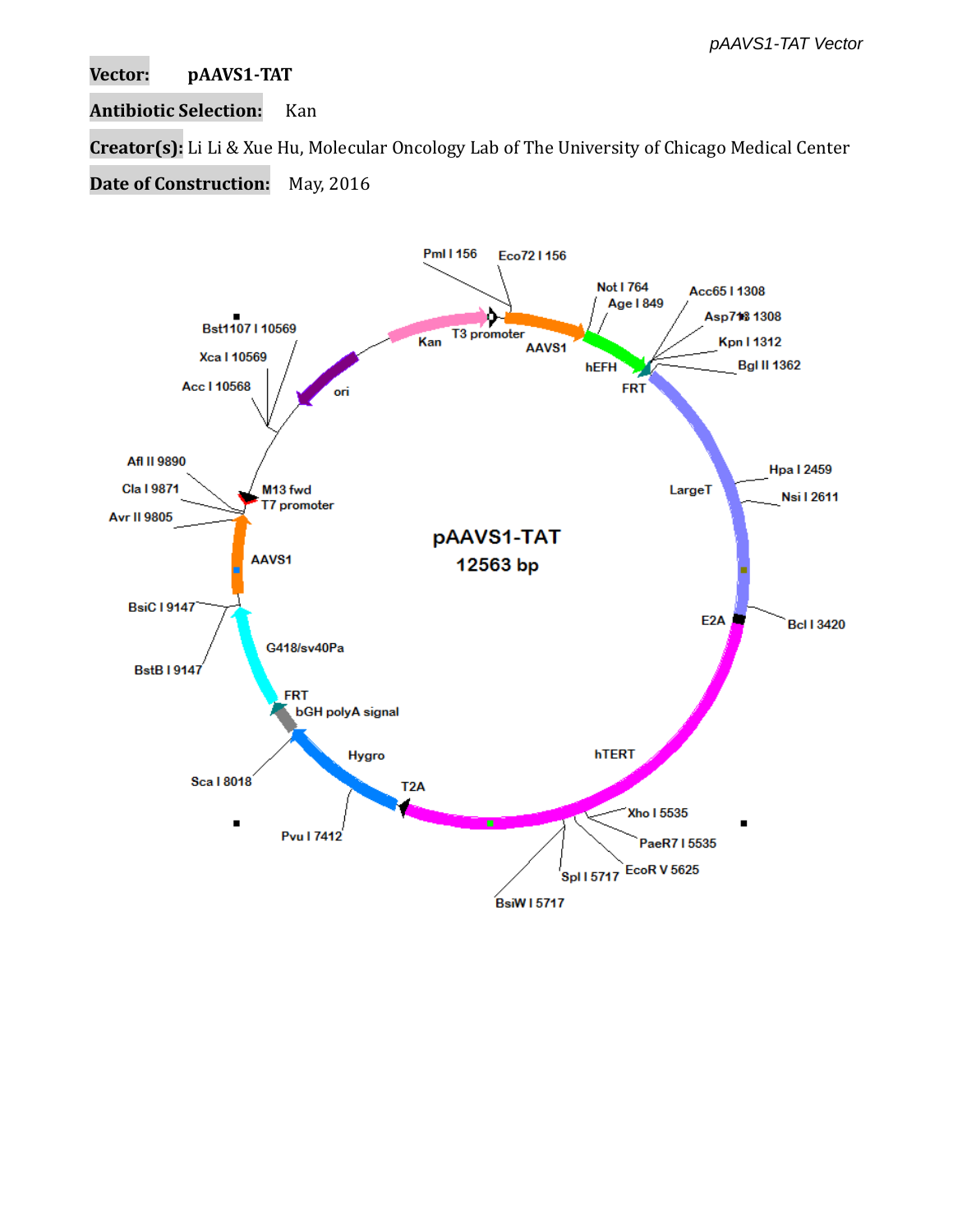**Vector:** pAAVS1-TAT

**Antibiotic Selection:** Kan

**Creator(s):** Li Li & Xue Hu, Molecular Oncology Lab of The University of Chicago Medical Center

**Date of Construction:** May, 2016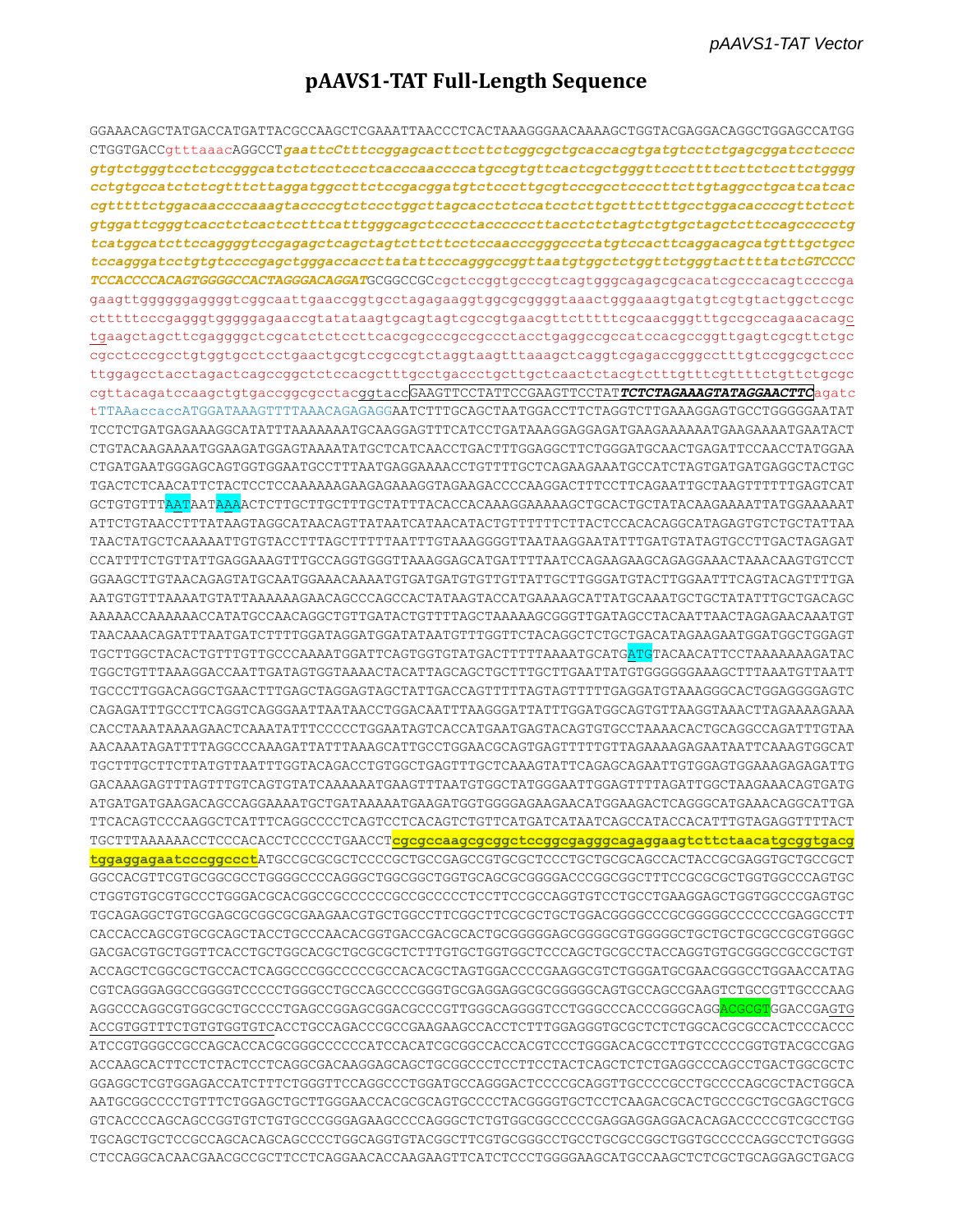# pAAVS1-TAT Full-Length Sequence

GGAAACAGCTATGACCATGATTACGCCAAGCTCGAAATTAACCCTCACTAAAGGGAACAAAAGCTGGTACGAGGACAGGCTGGAGCCATGG
CTGGTGACCgtttaaacAGGCCT*gaattcCtttccggagcacttccttctcggcgctgcaccacgtgatgtcctctgagcggatcctcccc*
*gtgtctgggtcctctccgggcatctctcctccctcacccaaccccatgccgtcttcactcgctgggttcccttttccttctccttctgggg*
*cctgtgccatctctcgtttcttaggatggccttctccgacggatgtctcccttgcgtcccgcctccccttcttgtaggcctgcatcatcac*
*cgtttttctggacaaccccaaagtaccccgtctccctggcttagcacctctccatcctcttgctttctttgcctggacaccccgttctcct*
*gtggattcgggtcacctctcactcctttcatttgggcagctcccctaccccccttacctctctagtctgtgctagctcttccagccccctg*
*tcatggcatcttccaggggtccgagagctcagctagtcttcttcctccaacccgggccctatgtccacttcaggacagcatgtttgctgcc*
*tccagggatcctgtgtccccgagctgggaccaccttatattcccagggccggttaatgtggctctggttctgggtacttttatctGTCCCC*
*TCCACCCCACAGTGGGGCCACTAGGGACAGGAT*GCGGCCGCcgctccggtgcccgtcagtgggcagagcgcacatcgcccacagtccccga
gaagttggggggaggggtcggcaattgaaccggtgcctagagaaggtggcgcggggtaaactgggaaagtgatgtcgtgtactggctccgc
ctttttcccgagggtgggggagaaccgtatataagtgcagtagtcgccgtgaacgttctttttcgcaacgggtttgccgccagaacacagc
tgaagctagcttcgaggggctcgcatctctccttcacgcgcccgccgccctacctgaggccgccatccacgccggttgagtcgcgttctgc
cgcctcccgcctgtggtgcctcctgaactgcgtccgccgtctaggtaagtttaaagctcaggtcgagaccgggcctttgtccggcgctccc
ttggagcctacctagactcagccggctctccacgctttgcctgaccctgcttgctcaactctacgtctttgtttcgttttctgttctgcgc
cgttacagatccaagctgtgaccggcgcctacggtaccGAAGTTCCTATTCCGAAGTTCCTAT***TCTCTAGAAAGTATAGGAACTTC***agatc
tTTAAaccaccATGGATAAAGTTTTAAACAGAGAGGAATCTTTGCAGCTAATGGACCTTCTAGGTCTTGAAAGGAGTGCCTGGGGGAATAT
TCCTCTGATGAGAAAGGCATATTTAAAAAAATGCAAGGAGTTTCATCCTGATAAAGGAGGAGATGAAGAAAAAATGAAGAAAATGAATACT
CTGTACAAGAAAATGGAAGATGGAGTAAAATATGCTCATCAACCTGACTTTGGAGGCTTCTGGGATGCAACTGAGATTCCAACCTATGGAA
CTGATGAATGGGAGCAGTGGTGGAATGCCTTTAATGAGGAAAACCTGTTTTGCTCAGAAGAAATGCCATCTAGTGATGATGAGGCTACTGC
TGACTCTCAACATTCTACTCCTCCAAAAAAGAAGAGAAAGGTAGAAGACCCCAAGGACTTTCCTTCAGAATTGCTAAGTTTTTTGAGTCAT
GCTGTGTTTAATAATAAAACTCTTGCTTGCTTTGCTATTTACACCACAAAGGAAAAAGCTGCACTGCTATACAAGAAAATTATGGAAAAAT
ATTCTGTAACCTTTATAAGTAGGCATAACAGTTATAATCATAACATACTGTTTTTTCTTACTCCACACAGGCATAGAGTGTCTGCTATTAA
TAACTATGCTCAAAAATTGTGTACCTTTAGCTTTTTAATTTGTAAAGGGGTTAATAAGGAATATTTGATGTATAGTGCCTTGACTAGAGAT
CCATTTTCTGTTATTGAGGAAAGTTTGCCAGGTGGGTTAAAGGAGCATGATTTTAATCCAGAAGAAGCAGAGGAAACTAAACAAGTGTCCT
GGAAGCTTGTAACAGAGTATGCAATGGAAACAAAATGTGATGATGTGTTGTTATTGCTTGGGATGTACTTGGAATTTCAGTACAGTTTTGA
AATGTGTTTAAAATGTATTAAAAAAGAACAGCCCAGCCACTATAAGTACCATGAAAAGCATTATGCAAATGCTGCTATATTTGCTGACAGC
AAAAACCAAAAAACCATATGCCAACAGGCTGTTGATACTGTTTTAGCTAAAAAGCGGGTTGATAGCCTACAATTAACTAGAGAACAAATGT
TAACAAACAGATTTAATGATCTTTTGGATAGGATGGATATAATGTTTGGTTCTACAGGCTCTGCTGACATAGAAGAATGGATGGCTGGAGT
TGCTTGGCTACACTGTTTGTTGCCCAAAATGGATTCAGTGGTGTATGACTTTTTAAAATGCATGATGTACAACATTCCTAAAAAAAGATAC
TGGCTGTTTAAAGGACCAATTGATAGTGGTAAAACTACATTAGCAGCTGCTTTGCTTGAATTATGTGGGGGAAAGCTTTAAATGTTAATT
TGCCCTTGGACAGGCTGAACTTTGAGCTAGGAGTAGCTATTGACCAGTTTTTAGTAGTTTTTGAGGATGTAAAGGGCACTGGAGGGGAGTC
CAGAGATTTGCCTTCAGGTCAGGGAATTAATAACCTGGACAATTTAAGGGATTATTTGGATGGCAGTGTTAAGGTAAACTTAGAAAAGAAA
CACCTAAATAAAAGAACTCAAATATTTCCCCCTGGAATAGTCACCATGAATGAGTACAGTGTGCCTAAAACACTGCAGGCCAGATTTGTAA
AACAAATAGATTTTAGGCCCAAAGATTATTTAAAGCATTGCCTGGAACGCAGTGAGTTTTTGTTAGAAAAGAGAATAATTCAAAGTGGCAT
TGCTTTGCTTCTTATGTTAATTTGGTACAGACCTGTGGCTGAGTTTGCTCAAAGTATTCAGAGCAGAATTGTGGAGTGGAAAGAGAGATTG
GACAAAGAGTTTAGTTTGTCAGTGTATCAAAAAATGAAGTTTAATGTGGCTATGGGAATTGGAGTTTTAGATTGGCTAAGAAACAGTGATG
ATGATGATGAAGACAGCCAGGAAAATGCTGATAAAAATGAAGATGGTGGGGAGAAGAACATGGAAGACTCAGGGCATGAAACAGGCATTGA
TTCACAGTCCCAAGGCTCATTTCAGGCCCCTCAGTCCTCACAGTCTGTTCATGATCATAATCAGCCATACCACATTTGTAGAGGTTTTACT
TGCTTTAAAAAACCTCCCACACCTCCCCCTGAACCTcgcgccaagcgcggctccggcgagggcagaggaagtcttctaacatgcggtgacg
tggaggagaatcccggccctATGCCGCGCGCTCCCCGCTCCCGAGCCGTGCGCTCCCTGCTGCGCAGCCACTACCGCGAGGTGCTGCCGCT
GGCCACGTTCGTGCGGCGCCTGGGGCCCCAGGGCTGGCGGCTGGTGCAGCGCGGGGACCCGGCGGCTTTCCGCGCGCTGGTGGCCCAGTGC
CTGGTGTGCGTGCCCTGGGACGCACGGCCGCCCCCCGCCGCCCCCTCCTTCCGCCAGGTGTCCTGCCTGAAGGAGCTGGTGGCCCGAGTGC
TGCAGAGGCTGTGCGAGCGCGGCGCGAAGAACGTGCTGGCCTTCGGCTTCGCGCTGCTGGACGGGGCCCGCGGGGGCCCCCCGAGGCCTT
CACCACCAGCGTGCGCAGCTACCTGCCCAACACGGTGACCGACGCACTGCGGGGGAGCGGGGCGTGGGGGCTGCTGCTGCGCCGCGTGGGC
GACGACGTGCTGGTTCACCTGCTGGCACGCTGCGCGCTCTTTGTGCTGGTGGCTCCCAGCTGCGCCTACCAGGTGTGCGGGCCGCCGCTGT
ACCAGCTCGGCGCTGCCACTCAGGCCCGGCCCCCGCCACACGCTAGTGGACCCCGAAGGCGTCTGGGATGCGAACGGGCCTGGAACCATAG
CGTCAGGGAGGCCGGGGTCCCCCTGGGCCTGCCAGCCCCGGGTGCGAGGAGGCGCGGGGGCAGTGCCAGCCGAAGTCTGCCGTTGCCCAAG
AGGCCCAGGCGTGGCGCTGCCCCTGAGCCGGAGCGGACGCCCGTTGGGCAGGGGTCCTGGGCCCACCCGGGCAGGACGCGTGGACCGAGTG
ACCGTGGTTTCTGTGTGGTGTCACCTGCCAGACCCGCCGAAGAAGCCACCTCTTTGGAGGGTGCGCTCTCTGGCACGCGCCACTCCCACCC
ATCCGTGGGCCGCCAGCACCACGCGGGCCCCCCATCCACATCGCGGCCACCACGTCCCTGGGACACGCCTTGTCCCCGGTGTACGCCGAG
ACCAAGCACTTCCTCTACTCCTCAGGCGACAAGGAGCAGCTGCGGCCCTCCTTCCTACTCAGCTCTCTGAGGCCCAGCCTGACTGGCGCTC
GGAGGCTCGTGGAGACCATCTTTCTGGGTTCCAGGCCCTGGATGCCAGGGACTCCCCGCAGGTTGCCCCGCCTGCCCCAGCGCTACTGGCA
AATGCGGCCCCTGTTTCTGGAGCTGCTTGGGAACCACGCGCAGTGCCCCTACGGGGTGCTCCTCAAGACGCACTGCCCGCTGCGAGCTGCG
GTCACCCCAGCAGCCGGTGTCTGTGCCCGGGAGAAGCCCCAGGGCTCTGTGGCGGCCCCCGAGGAGGAGGACACAGACCCCCGTCGCCTGG
TGCAGCTGCTCCGCCAGCACAGCAGCCCCTGGCAGGTGTACGGCTTCGTGCGGGCCTGCCTGCGCCGGCTGGTGCCCCCAGGCCTCTGGGG
CTCCAGGCACAACGAACGCCGCTTCCTCAGGAACACCAAGAAGTTCATCTCCCTGGGGAAGCATGCCAAGCTCTCGCTGCAGGAGCTGACG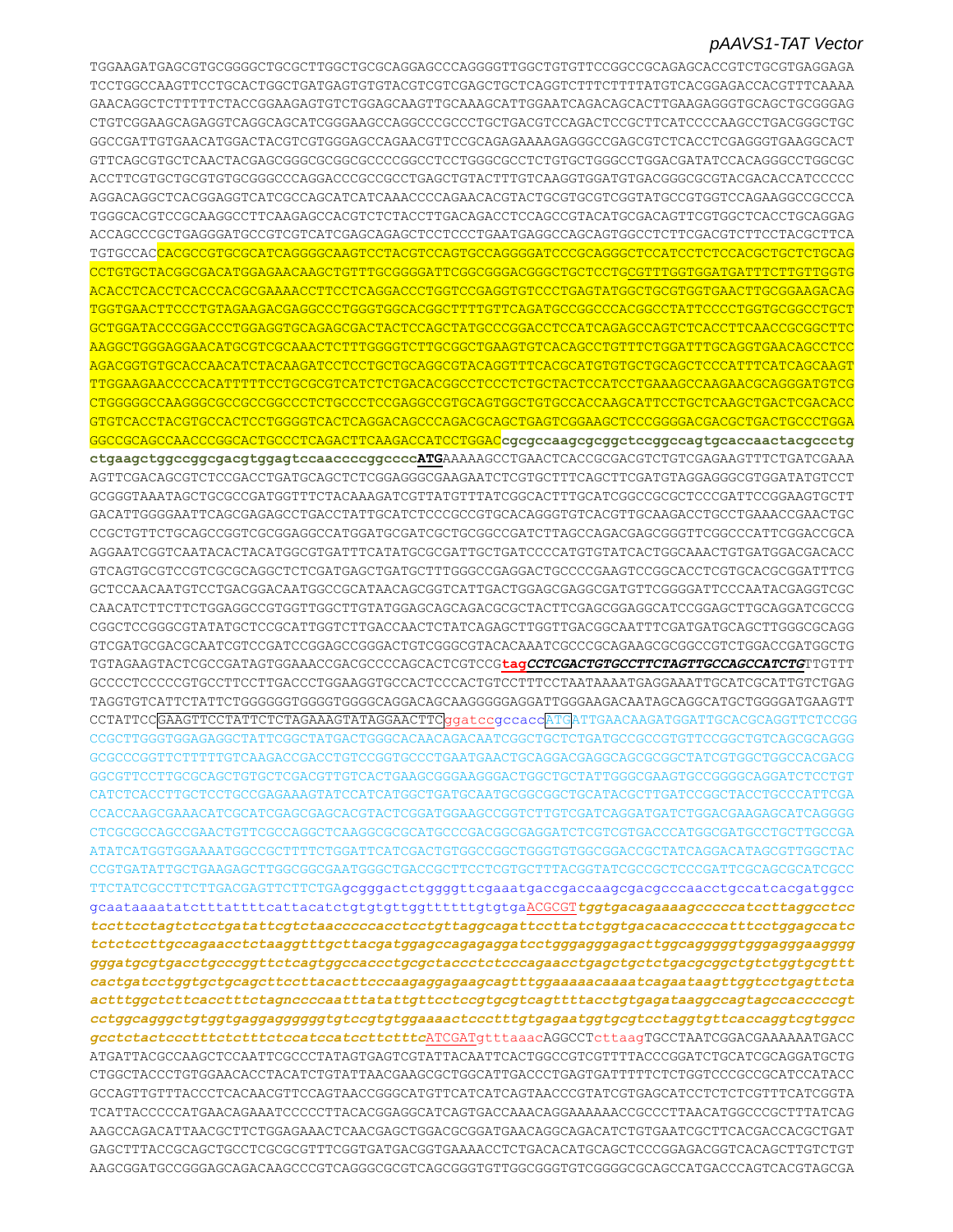*pAAVS1-TAT Vector*

```
TGGAAGATGAGCGTGCGGGGCTGCGCTTGGCTGCGCAGGAGCCCAGGGGTTGGCTGTGTTCCGGCCGCAGAGCACCGTCTGCGTGAGGAGA
TCCTGGCCAAGTTCCTGCACTGGCTGATGAGTGTGTACGTCGTCGAGCTGCTCAGGTCTTTCTTTTATGTCACGGAGACCACGTTTCAAAA
GAACAGGCTCTTTTTCTACCGGAAGAGTGTCTGGAGCAAGTTGCAAAGCATTGGAATCAGACAGCACTTGAAGAGGGTGCAGCTGCGGGAG
CTGTCGGAAGCAGAGGTCAGGCAGCATCGGGAAGCCAGGCCCGCCCTGCTGACGTCCAGACTCCGCTTCATCCCCAAGCCTGACGGGCTGC
GGCCGATTGTGAACATGGACTACGTCGTGGGAGCCAGAACGTTCCGCAGAGAAAAGAGGGCCGAGCGTCTCACCTCGAGGGTGAAGGCACT
GTTCAGCGTGCTCAACTACGAGCGGGCGCGGCGCCCCGGCCTCCTGGGCGCCTCTGTGCTGGGCCTGGACGATATCCACAGGGCCTGGCGC
ACCTTCGTGCTGCGTGTGCGGGCCCAGGACCCGCCGCCTGAGCTGTACTTTGTCAAGGTGGATGTGACGGGCGCGTACGACACCATCCCCC
AGGACAGGCTCACGGAGGTCATCGCCAGCATCATCAAACCCCAGAACACGTACTGCGTGCGTCGGTATGCCGTGGTCCAGAAGGCCGCCCA
TGGGCACGTCCGCAAGGCCTTCAAGAGCCACGTCTCTACCTTGACAGACCTCCAGCCGTACATGCGACAGTTCGTGGCTCACCTGCAGGAG
ACCAGCCCGCTGAGGGATGCCGTCGTCATCGAGCAGAGCTCCTCCCTGAATGAGGCCAGCAGTGGCCTCTTCGACGTCTTCCTACGCTTCA
TGTGCCACCACGCCGTGCGCATCAGGGGCAAGTCCTACGTCCAGTGCCAGGGGATCCCGCAGGGCTCCATCCTCTCCACGCTGCTCTGCAG
CCTGTGCTACGGCGACATGGAGAACAAGCTGTTTGCGGGGATTCGGCGGGACGGGCTGCTCCTGCGTTTGGTGGATGATTTCTTGTTGGTG
ACACCTCACCTCACCCACGCGAAAACCTTCCTCAGGACCCTGGTCCGAGGTGTCCCTGAGTATGGCTGCGTGGTGAACTTGCGGAAGACAG
TGGTGAACTTCCCTGTAGAAGACGAGGCCCTGGGTGGCACGGCTTTTGTTCAGATGCCGGCCCACGGCCTATTCCCCTGGTGCGGCCTGCT
GCTGGATACCCGGACCCTGGAGGTGCAGAGCGACTACTCCAGCTATGCCCGGACCTCCATCAGAGCCAGTCTCACCTTCAACCGCGGCTTC
AAGGCTGGGAGGAACATGCGTCGCAAACTCTTTGGGGTCTTGCGGCTGAAGTGTCACAGCCTGTTTCTGGATTTGCAGGTGAACAGCCTCC
AGACGGTGTGCACCAACATCTACAAGATCCTCCTGCTGCAGGCGTACAGGTTTCACGCATGTGTGCTGCAGCTCCCATTTCATCAGCAAGT
TTGGAAGAACCCCACATTTTTCCTGCGCGTCATCTCTGACACGGCCTCCCTCTGCTACTCCATCCTGAAAGCCAAGAACGCAGGGATGTCG
CTGGGGGCCAAGGGCGCCGCCGGCCCTCTGCCCTCCGAGGCCGTGCAGTGGCTGTGCCACCAAGCATTCCTGCTCAAGCTGACTCGACACC
GTGTCACCTACGTGCCACTCCTGGGGTCACTCAGGACAGCCCAGACGCAGCTGAGTCGGAAGCTCCCGGGGACGACGCTGACTGCCCTGGA
GGCCGCAGCCAACCCGGCACTGCCCTCAGACTTCAAGACCATCCTGGACcgcgccaagcgcggctccggccagtgcaccaactacgccctg
ctgaagctggccggcgacgtggagtccaaccccggccccATGAAAAAGCCTGAACTCACCGCGACGTCTGTCGAGAAGTTTCTGATCGAAA
AGTTCGACAGCGTCTCCGACCTGATGCAGCTCTCGGAGGGCGAAGAATCTCGTGCTTTCAGCTTCGATGTAGGAGGGCGTGGATATGTCCT
GCGGGTAAATAGCTGCGCCGATGGTTTCTACAAAGATCGTTATGTTTATCGGCACTTTGCATCGGCCGCGCTCCCGATTCCGGAAGTGCTT
GACATTGGGGAATTCAGCGAGAGCCTGACCTATTGCATCTCCCGCCGTGCACAGGGTGTCACGTTGCAAGACCTGCCTGAAACCGAACTGC
CCGCTGTTCTGCAGCCGGTCGCGGAGGCCATGGATGCGATCGCTGCGGCCGATCTTAGCCAGACGAGCGGGTTCGGCCCATTCGGACCGCA
AGGAATCGGTCAATACACTACATGGCGTGATTTCATATGCGCGATTGCTGATCCCCATGTGTATCACTGGCAAACTGTGATGGACGACACC
GTCAGTGCGTCCGTCGCGCAGGCTCTCGATGAGCTGATGCTTTGGGCCGAGGACTGCCCCGAAGTCCGGCACCTCGTGCACGCGGATTTCG
GCTCCAACAATGTCCTGACGGACAATGGCCGCATAACAGCGGTCATTGACTGGAGCGAGGCGATGTTCGGGGATTCCCAATACGAGGTCGC
CAACATCTTCTTCTGGAGGCCGTGGTTGGCTTGTATGGAGCAGCAGACGCGCTACTTCGAGCGGAGGCATCCGGAGCTTGCAGGATCGCCG
CGGCTCCGGGCGTATATGCTCCGCATTGGTCTTGACCAACTCTATCAGAGCTTGGTTGACGGCAATTTCGATGATGCAGCTTGGGCGCAGG
GTCGATGCGACGCAATCGTCCGATCCGGAGCCGGGACTGTCGGGCGTACACAAATCGCCCGCAGAAGCGCGGCCGTCTGGACCGATGGCTG
TGTAGAAGTACTCGCCGATAGTGGAAACCGACGCCCCAGCACTCGTCCGtagCCTCGACTGTGCCTTCTAGTTGCCAGCCATCTGTTGTTT
GCCCCTCCCCCGTGCCTTCCTTGACCCTGGAAGGTGCCACTCCCACTGTCCTTTCCTAATAAAATGAGGAAATTGCATCGCATTGTCTGAG
TAGGTGTCATTCTATTCTGGGGGGTGGGGTGGGGCAGGACAGCAAGGGGGAGGATTGGGAAGACAATAGCAGGCATGCTGGGGATGAAGTT
CCTATTCCGAAGTTCCTATTCTCTAGAAAGTATAGGAACTTCggatccgccaccATGATTGAACAAGATGGATTGCACGCAGGTTCTCCGG
CCGCTTGGGTGGAGAGGCTATTCGGCTATGACTGGGCACAACAGACAATCGGCTGCTCTGATGCCGCCGTGTTCCGGCTGTCAGCGCAGGG
GCGCCCGGTTCTTTTTGTCAAGACCGACCTGTCCGGTGCCCTGAATGAACTGCAGGACGAGGCAGCGCGGCTATCGTGGCTGGCCACGACG
GGCGTTCCTTGCGCAGCTGTGCTCGACGTTGTCACTGAAGCGGGAAGGGACTGGCTGCTATTGGGCGAAGTGCCGGGGCAGGATCTCCTGT
CATCTCACCTTGCTCCTGCCGAGAAAGTATCCATCATGGCTGATGCAATGCGGCGGCTGCATACGCTTGATCCGGCTACCTGCCCATTCGA
CCACCAAGCGAAACATCGCATCGAGCGAGCACGTACTCGGATGGAAGCCGGTCTTGTCGATCAGGATGATCTGGACGAAGAGCATCAGGGG
CTCGCGCCAGCCGAACTGTTCGCCAGGCTCAAGGCGCGCATGCCCGACGGCGAGGATCTCGTCGTGACCCATGGCGATGCCTGCTTGCCGA
ATATCATGGTGGAAAATGGCCGCTTTTCTGGATTCATCGACTGTGGCCGGCTGGGTGTGGCGGACCGCTATCAGGACATAGCGTTGGCTAC
CCGTGATATTGCTGAAGAGCTTGGCGGCGAATGGGCTGACCGCTTCCTCGTGCTTTACGGTATCGCCGCTCCCGATTCGCAGCGCATCGCC
TTCTATCGCCTTCTTGACGAGTTCTTCTGAgcgggactctggggttcgaaatgaccgaccaagcgacgcccaacctgccatcacgatggcc
gcaataaaatatctttattttcattacatctgtgtgttggttttttgtgtgaACGCGTtggtgacagaaaagccccatccttaggcctcc
tccttcctagtctcctgatattgggtctaacccccacctcctgttaggcagattccttatctggtgacacacccccatttcctggagccatc
tctctccttgccagaacctctaaggtttgcttacgatggagccagagaggatcctgggagggagagcttggcagggggtgggagggaagggg
gggatgcgtgacctgcccggttctcagtggccaccctgcgctaccctctcccagaacctgagctgctctgacgcggctgtctggtgcgttt
cactgatcctggtgctgcagcttccttacacttcccaagaggagaagcagtttggaaaaacaaaatcagaataagttggtcctgagttcta
actttggctcttcacctttctagnccccaatttatattgttcctccgtgcgtcagttttacctgtgagataaggccagtagccaccccgt
cctggcagggctgtggtgaggaggggggtgtccgtgtggaaaactccctttgtgagaatggtgcgtcctaggtgttcaccaggtcgtggcc
gcctctactccctttctctttctccatccttctttcATCGATgtttaaacAGGCCTcttaagTGCCTAATCGGACGAAAAAATGACC
ATGATTACGCCAAGCTCCAATTCGCCCTATAGTGAGTCGTATTACAATTCACTGGCCGTCGTTTTACCCGGATCTGCATCGCAGGATGCTG
CTGGCTACCCTGTGGAACACCTACATCTGTATTAACGAAGCGCTGGCATTGACCCTGAGTGATTTTTCTCTGGTCCCGCCGCATCCATACC
GCCAGTTGTTTACCCTCACAACGTTCCAGTAACCGGGCATGTTCATCATCAGTAACCCGTATCGTGAGCATCCTCTCTCGTTTCATCGGTA
TCATTACCCCCATGAACAGAAATCCCCCTTACACGGAGGCATCAGTGACCAAACAGGAAAAAACCGCCCTTAACATGGCCCGCTTTATCAG
AAGCCAGACATTAACGCTTCTGGAGAAACTCAACGAGCTGGACGCGGATGAACAGGCAGACATCTGTGAATCGCTTCACGACCACGCTGAT
GAGCTTTACCGCAGCTGCCTCGCGCGTTTCGGTGATGACGGTGAAAACCTCTGACACATGCAGCTCCCGGAGACGGTCACAGCTTGTCTGT
AAGCGGATGCCGGGAGCAGACAAGCCCGTCAGGGCGCGTCAGCGGGTGTTGGCGGGTGTCGGGGCGCAGCCATGACCCAGTCACGTAGCGA
```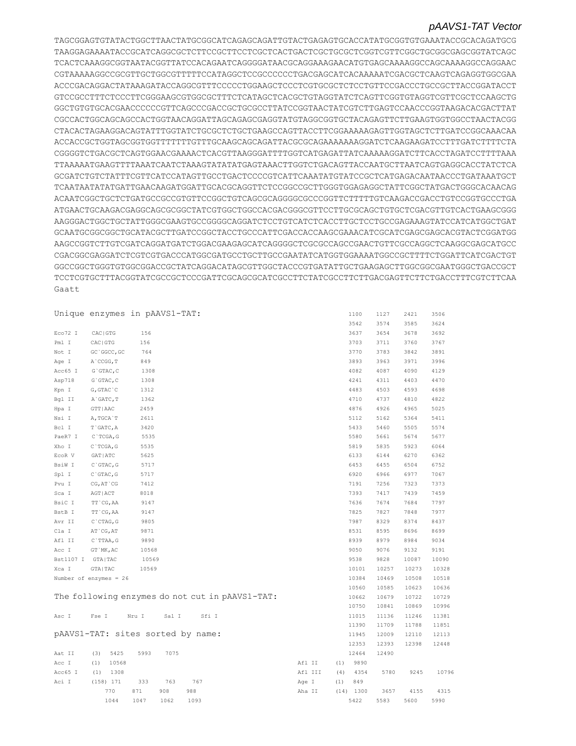TAGCGGAGTGTATACTGGCTTAACTATGCGGCATCAGAGCAGATTGTACTGAGAGTGCACCATATGCGGTGTGAAATACCGCACAGATGC
TAAGGAGAAAATACCGCATCAGGCGCTCTTCCGCTTCCTCGCTCACTGACTCGCTGCGCTCGGTCGTTCGGCTGCGGCGAGCGGTATCAGC
TCACTCAAAGGCGGTAATACGGTTATCCACAGAATCAGGGGATAACGCAGGAAAGAACATGTGAGCAAAAGGCCAGCAAAAGGCCAGGAAC
CGTAAAAAGGCCGCGTTGCTGGCGTTTTTCCATAGGCTCCGCCCCCCTGACGAGCATCACAAAAATCGACGCTCAAGTCAGAGGTGGCGAA
ACCCGACAGGACTATAAAGATACCAGGCGTTTCCCCCTGGAAGCTCCCTCGTGCGCTCTCCTGTTCCGACCCTGCCGCTTACCGGATACCT
GTCCGCCTTTCTCCCTTCGGGAAGCGTGGCGCTTTCTCATAGCTCACGCTGTAGGTATCTCAGTTCGGTGTAGGTCGTTCGCTCCAAGCTG
GGCTGTGTGCACGAACCCCCCGTTCAGCCCGACCGCTGCGCCTTATCCGGTAACTATCGTCTTGAGTCCAACCCGGTAAGACACGACTTAT
CGCCACTGGCAGCAGCCACTGGTAACAGGATTAGCAGAGCGAGGTATGTAGGCGGTGCTACAGAGTTCTTGAAGTGGTGGCCTAACTACGG
CTACACTAGAAGGACAGTATTTGGTATCTGCGCTCTGCTGAAGCCAGTTACCTTCGGAAAAAGAGTTGGTAGCTCTTGATCCGGCAAACAA
ACCACCGCTGGTAGCGGTGGTTTTTTTGTTTGCAAGCAGCAGATTACGCGCAGAAAAAAAGGATCTCAAGAAGATCCTTTGATCTTTTCTA
CGGGGTCTGACGCTCAGTGGAACGAAAACTCACGTTAAGGGATTTTGGTCATGAGATTATCAAAAAGGATCTTCACCTAGATCCTTTTAAA
TTAAAAATGAAGTTTTAAATCAATCTAAAGTATATATGAGTAAACTTGGTCTGACAGTTACCAATGCTTAATCAGTGAGGCACCTATCTCA
GCGATCTGTCTATTTCGTTCATCCATAGTTGCCTGACTCCCCGTCATTCAAATATGTATCCGCTCATGAGACAATAACCCTGATAAATGCT
TCAATAATATATGATTGAACAAGATGGATTGCACGCAGGTTCTCCGGCCGCTTGGGTGGAGAGGCTATTCGGCTATGACTGGGCACAACAG
ACAATCGGCTGCTCTGATGCCGCCGTGTTCCGGCTGTCAGCGCAGGGGCGCCCGGTTCTTTTTGTCAAGACCGACCTGTCCGGTGCCCTGA
ATGAACTGCAAGACGAGGCAGCGCGGCTATCGTGGCTGGCCACGACGGGCGTTCCTTGCGCAGCTGTGCTCGACGTTGTCACTGAAGCGGG
AAGGGACTGGCTGCTATTGGGCGAAGTGCCGGGGCAGGATCTCCTGTCATCTCACCTTGCTCCTGCCGAGAAAGTATCCATCATGGCTGAT
GCAATGCGGCGGCTGCATACGCTTGATCCGGCTACCTGCCCATTCGACCACCAAGCGAAACATCGCATCGAGCGAGCACGTACTCGGATGG
AAGCCGGTCTTGTCGATCAGGATGATCTGGACGAAGAGCATCAGGGGCTCGCGCCAGCCGAACTGTTCGCCAGGCTCAAGGCGAGCATGCC
CGACGGCGAGGATCTCGTCGTGACCCATGGCGATGCCTGCTTGCCGAATATCATGGTGGAAAATGGCCGCTTTTCTGGATTCATCGACTGT
GGCCGGCTGGGTGTGGCGGACCGCTATCAGGACATAGCGTTGGCTACCCGTGATATTGCTGAAGAGCTTGGCGGCGAATGGGCTGACCGCT
TCCTCGTGCTTTACGGTATCGCCGCTCCCGATTCGCAGCGCATCGCCTTCTATCGCCTTCTTGACGAGTTCTTCTGACCTTTCGTCTTCAA
Gaatt

Unique enzymes in pAAVS1-TAT:

| Enzyme | Site | Position |
|---|---|---|
| Eco72 I | CAC\|GTG | 156 |
| Pml I | CAC\|GTG | 156 |
| Not I | GC`GGCC,GC | 764 |
| Age I | A`CCGG,T | 849 |
| Acc65 I | G`GTAC,C | 1308 |
| Asp718 | G`GTAC,C | 1308 |
| Kpn I | G,GTAC`C | 1312 |
| Bgl II | A`GATC,T | 1362 |
| Hpa I | GTT\|AAC | 2459 |
| Nsi I | A,TGCA`T | 2611 |
| Bcl I | T`GATC,A | 3420 |
| PaeR7 I | C`TCGA,G | 5535 |
| Xho I | C`TCGA,G | 5535 |
| EcoR V | GAT\|ATC | 5625 |
| BsiW I | C`GTAC,G | 5717 |
| Spl I | C`GTAC,G | 5717 |
| Pvu I | CG,AT`CG | 7412 |
| Sca I | AGT\|ACT | 8018 |
| BsiC I | TT`CG,AA | 9147 |
| BstB I | TT`CG,AA | 9147 |
| Avr II | C`CTAG,G | 9805 |
| Cla I | AT`CG,AT | 9871 |
| Afl II | C`TTAA,G | 9890 |
| Acc I | GT`MK,AC | 10568 |
| Bst1107 I | GTA\|TAC | 10569 |
| Xca I | GTA\|TAC | 10569 |

Number of enzymes = 26

The following enzymes do not cut in pAAVS1-TAT:

Asc I  Fse I  Nru I  Sal I  Sfi I

pAAVS1-TAT: sites sorted by name:

```
Aat II    (3)  5425   5993   7075
Acc I     (1)  10568
Acc65 I   (1)  1308
Aci I     (158) 171   333    763    767
               770    871    908    988
               1044   1047   1062   1093
               1100   1127   2421   3506
               3542   3574   3585   3624
               3637   3654   3678   3692
               3703   3711   3760   3767
               3770   3783   3842   3891
               3893   3963   3971   3996
               4082   4087   4090   4129
               4241   4311   4403   4470
               4483   4503   4593   4698
               4710   4737   4810   4822
               4876   4926   4965   5025
               5112   5162   5364   5411
               5433   5460   5505   5574
               5580   5661   5674   5677
               5819   5835   5923   6064
               6133   6144   6270   6362
               6453   6455   6504   6752
               6920   6966   6977   7067
               7191   7256   7323   7373
               7393   7417   7439   7459
               7636   7674   7684   7797
               7825   7827   7848   7977
               7987   8329   8374   8437
               8531   8595   8696   8699
               8939   8979   8984   9034
               9050   9076   9132   9191
               9538   9828   10087  10090
               10101  10257  10273  10328
               10384  10469  10508  10518
               10560  10585  10623  10636
               10662  10679  10722  10729
               10750  10841  10869  10996
               11015  11136  11246  11381
               11390  11709  11788  11851
               11945  12009  12110  12113
               12353  12393  12398  12448
               12464  12490
Afl II    (1)  9890
Afl III   (4)  4354   5780   9245   10796
Age I     (1)  849
Aha II    (14) 1300   3657   4155   4315
               5422   5583   5600   5990
```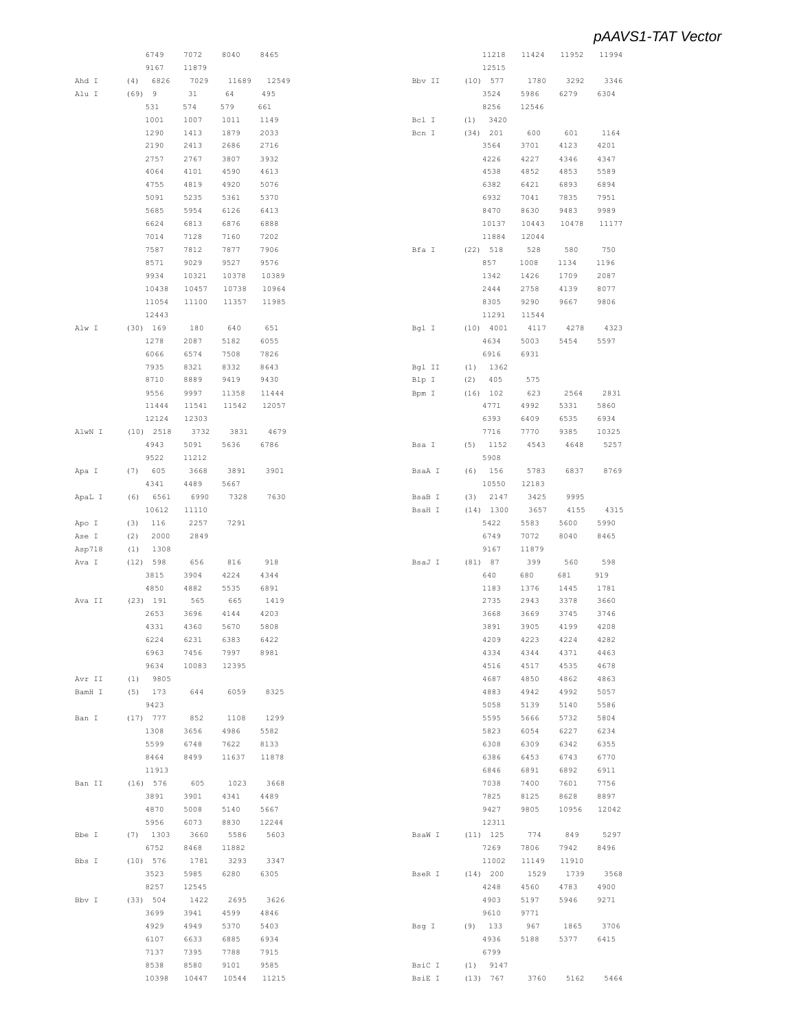# pAAVS1-TAT Vector

```
                6749    7072    8040    8465
                9167    11879
Ahd I      (4)  6826    7029    11689   12549
Alu I      (69) 9       31      64      495
                531     574     579     661
                1001    1007    1011    1149
                1290    1413    1879    2033
                2190    2413    2686    2716
                2757    2767    3807    3932
                4064    4101    4590    4613
                4755    4819    4920    5076
                5091    5235    5361    5370
                5685    5954    6126    6413
                6624    6813    6876    6888
                7014    7128    7160    7202
                7587    7812    7877    7906
                8571    9029    9527    9576
                9934    10321   10378   10389
                10438   10457   10738   10964
                11054   11100   11357   11985
                12443
Alw I      (30) 169     180     640     651
                1278    2087    5182    6055
                6066    6574    7508    7826
                7935    8321    8332    8643
                8710    8889    9419    9430
                9556    9997    11358   11444
                11444   11541   11542   12057
                12124   12303
AlwN I     (10) 2518    3732    3831    4679
                4943    5091    5636    6786
                9522    11212
Apa I      (7)  605     3668    3891    3901
                4341    4489    5667
ApaL I     (6)  6561    6990    7328    7630
                10612   11110
Apo I      (3)  116     2257    7291
Ase I      (2)  2000    2849
Asp718     (1)  1308
Ava I      (12) 598     656     816     918
                3815    3904    4224    4344
                4850    4882    5535    6891
Ava II     (23) 191     565     665     1419
                2653    3696    4144    4203
                4331    4360    5670    5808
                6224    6231    6383    6422
                6963    7456    7997    8981
                9634    10083   12395
Avr II     (1)  9805
BamH I     (5)  173     644     6059    8325
                9423
Ban I      (17) 777     852     1108    1299
                1308    3656    4986    5582
                5599    6748    7622    8133
                8464    8499    11637   11878
                11913
Ban II     (16) 576     605     1023    3668
                3891    3901    4341    4489
                4870    5008    5140    5667
                5956    6073    8830    12244
Bbe I      (7)  1303    3660    5586    5603
                6752    8468    11882
Bbs I      (10) 576     1781    3293    3347
                3523    5985    6280    6305
                8257    12545
Bbv I      (33) 504     1422    2695    3626
                3699    3941    4599    4846
                4929    4949    5370    5403
                6107    6633    6885    6934
                7137    7395    7788    7915
                8538    8580    9101    9585
                10398   10447   10544   11215
                11218   11424   11952   11994
                12515
Bbv II     (10) 577     1780    3292    3346
                3524    5986    6279    6304
                8256    12546
Bcl I      (1)  3420
Bcn I      (34) 201     600     601     1164
                3564    3701    4123    4201
                4226    4227    4346    4347
                4538    4852    4853    5589
                6382    6421    6893    6894
                6932    7041    7835    7951
                8470    8630    9483    9989
                10137   10443   10478   11177
                11884   12044
Bfa I      (22) 518     528     580     750
                857     1008    1134    1196
                1342    1426    1709    2087
                2444    2758    4139    8077
                8305    9290    9667    9806
                11291   11544
Bgl I      (10) 4001    4117    4278    4323
                4634    5003    5454    5597
                6916    6931
Bgl II     (1)  1362
Blp I      (2)  405     575
Bpm I      (16) 102     623     2564    2831
                4771    4992    5331    5860
                6393    6409    6535    6934
                7716    7770    9385    10325
Bsa I      (5)  1152    4543    4648    5257
                5908
BsaA I     (6)  156     5783    6837    8769
                10550   12183
BsaB I     (3)  2147    3425    9995
BsaH I     (14) 1300    3657    4155    4315
                5422    5583    5600    5990
                6749    7072    8040    8465
                9167    11879
BsaJ I     (81) 87      399     560     598
                640     680     681     919
                1183    1376    1445    1781
                2735    2943    3378    3660
                3668    3669    3745    3746
                3891    3905    4199    4208
                4209    4223    4224    4282
                4334    4344    4371    4463
                4516    4517    4535    4678
                4687    4850    4862    4863
                4883    4942    4992    5057
                5058    5139    5140    5586
                5595    5666    5732    5804
                5823    6054    6227    6234
                6308    6309    6342    6355
                6386    6453    6743    6770
                6846    6891    6892    6911
                7038    7400    7601    7756
                7825    8125    8628    8897
                9427    9805    10956   12042
                12311
BsaW I     (11) 125     774     849     5297
                7269    7806    7942    8496
                11002   11149   11910
BseR I     (14) 200     1529    1739    3568
                4248    4560    4783    4900
                4903    5197    5946    9271
                9610    9771
Bsg I      (9)  133     967     1865    3706
                4936    5188    5377    6415
                6799
BsiC I     (1)  9147
BsiE I     (13) 767     3760    5162    5464
```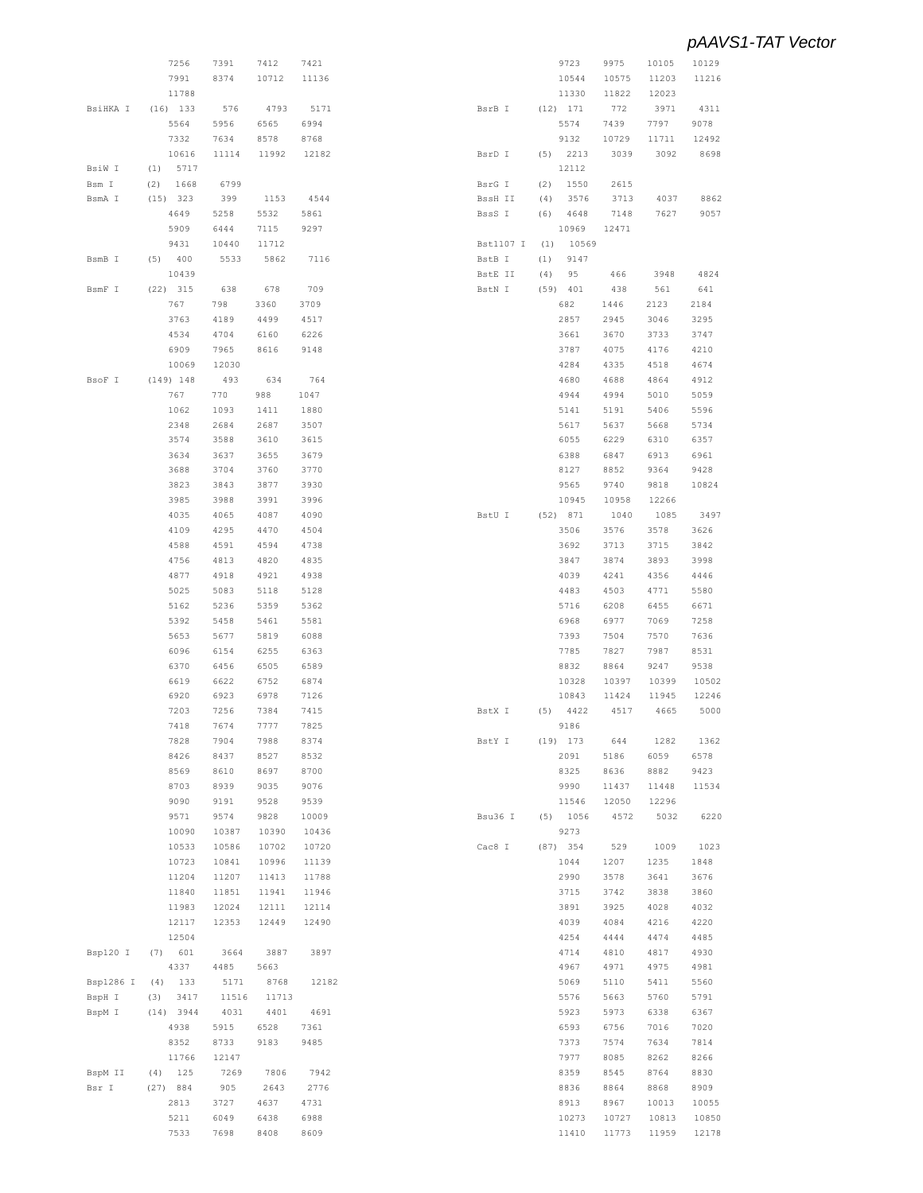```
            7256     7391     7412     7421
            7991     8374     10712    11136
            11788
BsiHKA I   (16) 133      576      4793     5171
            5564     5956     6565     6994
            7332     7634     8578     8768
            10616    11114    11992    12182
BsiW I     (1)  5717
Bsm I      (2)  1668     6799
BsmA I     (15) 323      399      1153     4544
            4649     5258     5532     5861
            5909     6444     7115     9297
            9431     10440    11712
BsmB I     (5)  400      5533     5862     7116
            10439
BsmF I     (22) 315      638      678      709
            767      798      3360     3709
            3763     4189     4499     4517
            4534     4704     6160     6226
            6909     7965     8616     9148
            10069    12030
BsoF I     (149) 148     493      634      764
            767      770      988      1047
            1062     1093     1411     1880
            2348     2684     2687     3507
            3574     3588     3610     3615
            3634     3637     3655     3679
            3688     3704     3760     3770
            3823     3843     3877     3930
            3985     3988     3991     3996
            4035     4065     4087     4090
            4109     4295     4470     4504
            4588     4591     4594     4738
            4756     4813     4820     4835
            4877     4918     4921     4938
            5025     5083     5118     5128
            5162     5236     5359     5362
            5392     5458     5461     5581
            5653     5677     5819     6088
            6096     6154     6255     6363
            6370     6456     6505     6589
            6619     6622     6752     6874
            6920     6923     6978     7126
            7203     7256     7384     7415
            7418     7674     7777     7825
            7828     7904     7988     8374
            8426     8437     8527     8532
            8569     8610     8697     8700
            8703     8939     9035     9076
            9090     9191     9528     9539
            9571     9574     9828     10009
            10090    10387    10390    10436
            10533    10586    10702    10720
            10723    10841    10996    11139
            11204    11207    11413    11788
            11840    11851    11941    11946
            11983    12024    12111    12114
            12117    12353    12449    12490
            12504
Bsp120 I   (7)  601      3664     3887     3897
            4337     4485     5663
Bsp1286 I  (4)  133      5171     8768     12182
BspH I     (3)  3417     11516    11713
BspM I     (14) 3944     4031     4401     4691
            4938     5915     6528     7361
            8352     8733     9183     9485
            11766    12147
BspM II    (4)  125      7269     7806     7942
Bsr I      (27) 884      905      2643     2776
            2813     3727     4637     4731
            5211     6049     6438     6988
            7533     7698     8408     8609
            9723     9975     10105    10129
            10544    10575    11203    11216
            11330    11822    12023
BsrB I     (12) 171      772      3971     4311
            5574     7439     7797     9078
            9132     10729    11711    12492
BsrD I     (5)  2213     3039     3092     8698
            12112
BsrG I     (2)  1550     2615
BssH II    (4)  3576     3713     4037     8862
BssS I     (6)  4648     7148     7627     9057
            10969    12471
Bst1107 I  (1)  10569
BstB I     (1)  9147
BstE II    (4)  95       466      3948     4824
BstN I     (59) 401      438      561      641
            682      1446     2123     2184
            2857     2945     3046     3295
            3661     3670     3733     3747
            3787     4075     4176     4210
            4284     4335     4518     4674
            4680     4688     4864     4912
            4944     4994     5010     5059
            5141     5191     5406     5596
            5617     5637     5668     5734
            6055     6229     6310     6357
            6388     6847     6913     6961
            8127     8852     9364     9428
            9565     9740     9818     10824
            10945    10958    12266
BstU I     (52) 871      1040     1085     3497
            3506     3576     3578     3626
            3692     3713     3715     3842
            3847     3874     3893     3998
            4039     4241     4356     4446
            4483     4503     4771     5580
            5716     6208     6455     6671
            6968     6977     7069     7258
            7393     7504     7570     7636
            7785     7827     7987     8531
            8832     8864     9247     9538
            10328    10397    10399    10502
            10843    11424    11945    12246
BstX I     (5)  4422     4517     4665     5000
            9186
BstY I     (19) 173      644      1282     1362
            2091     5186     6059     6578
            8325     8636     8882     9423
            9990     11437    11448    11534
            11546    12050    12296
Bsu36 I    (5)  1056     4572     5032     6220
            9273
Cac8 I     (87) 354      529      1009     1023
            1044     1207     1235     1848
            2990     3578     3641     3676
            3715     3742     3838     3860
            3891     3925     4028     4032
            4039     4084     4216     4220
            4254     4444     4474     4485
            4714     4810     4817     4930
            4967     4971     4975     4981
            5069     5110     5411     5560
            5576     5663     5760     5791
            5923     5973     6338     6367
            6593     6756     7016     7020
            7373     7574     7634     7814
            7977     8085     8262     8266
            8359     8545     8764     8830
            8836     8864     8868     8909
            8913     8967     10013    10055
            10273    10727    10813    10850
            11410    11773    11959    12178
```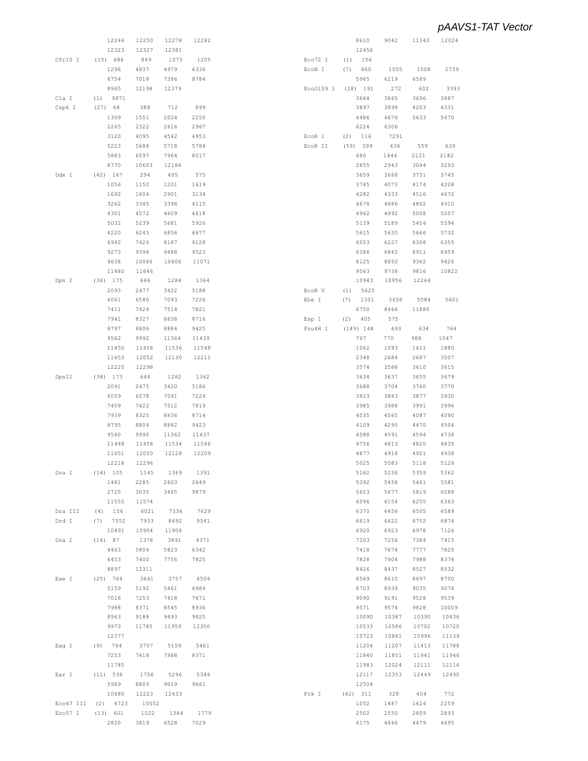```
          12244   12250   12278   12282
          12323   12327   12381
Cfr10 I   (15) 686    849    1073    1205
          1296    4837    4979    6336
          6754    7018    7386    8784
          8965    12198   12379
Cla I     (1)  9871
Csp6 I    (27) 68     388    712     899
          1309    1551    2024    2250
          2265    2322    2616    2967
          3120    4095    4542    4953
          5223    5688    5718    5784
          5883    6597    7964    8017
          8770    10603   12184
Dde I     (42) 167    294    405     575
          1056    1150    1201    1619
          1692    1804    2901    3134
          3262    3345    3398    4115
          4301    4572    4609    4618
          5032    5239    5681    5926
          6220    6245    6856    6877
          6942    7426    8187    9128
          9273    9394    9488    9523
          9638    10066   10606   11071
          11480   11646
Dpn I     (38) 175    646    1284    1364
          2093    2477    3422    5188
          6061    6580    7093    7226
          7411    7424    7514    7821
          7941    8327    8638    8716
          8797    8806    8884    9425
          9562    9992    11364   11439
          11450   11458   11536   11548
          11653   12052   12130   12211
          12220   12298
DpnII     (38) 173    644    1282    1362
          2091    2475    3420    5186
          6059    6578    7091    7224
          7409    7422    7512    7819
          7939    8325    8636    8714
          8795    8804    8882    9423
          9560    9990    11362   11437
          11448   11456   11534   11546
          11651   12050   12128   12209
          12218   12296
Dra I     (14) 105    1145   1369    1391
          1481    2285    2603    2649
          2720    3035    3465    9879
          11555   11574
Dra III   (4)  156    6021   7336    7629
Drd I     (7)  7552   7933   8492    9541
          10491   10904   11906
Dsa I     (14) 87     1376   3891    4371
          4463    5804    5823    6342
          6453    7400    7756    7825
          8897    12311
Eae I     (25) 764    3641   3757    4504
          5159    5192    5461    6984
          7016    7253    7418    7671
          7988    8371    8545    8936
          8963    9188    9493    9825
          9973    11785   11959   12350
          12377
Eag I     (9)  764    3757   5159    5461
          7253    7418    7988    8371
          11785
Ear I     (11) 538    1756   5296    5344
          5989    8809    9019    9661
          10680   12223   12433
Eco47 III (2)  4723   10052
Eco57 I   (13) 601    1022   1344    1779
          2820    3819    6528    7029
          8610    9042    11343   12024
          12456
Eco72 I   (1)  156
EcoN I    (7)  860    1055   1508    2739
          5965    6219    6589
EcoO109 I (18) 191    272    602     3393
          3664    3665    3696    3887
          3897    3898    4203    4331
          4486    4676    5633    5670
          6224    6306
EcoR I    (2)  116    7291
EcoR II   (59) 399    436    559     639
          680     1444    2121    2182
          2855    2943    3044    3293
          3659    3668    3731    3745
          3785    4073    4174    4208
          4282    4333    4516    4672
          4678    4686    4862    4910
          4942    4992    5008    5057
          5139    5189    5404    5594
          5615    5635    5666    5732
          6053    6227    6308    6355
          6386    6845    6911    6959
          8125    8850    9362    9426
          9563    9738    9816    10822
          10943   10956   12264
EcoR V    (1)  5625
Ehe I     (7)  1301   3658   5584    5601
          6750    8466    11880
Esp I     (2)  405    575
Fnu4H I   (149) 148   493    634     764
          767     770     988     1047
          1062    1093    1411    1880
          2348    2684    2687    3507
          3574    3588    3610    3615
          3634    3637    3655    3679
          3688    3704    3760    3770
          3823    3843    3877    3930
          3985    3988    3991    3996
          4035    4065    4087    4090
          4109    4295    4470    4504
          4588    4591    4594    4738
          4756    4813    4820    4835
          4877    4918    4921    4938
          5025    5083    5118    5128
          5162    5236    5359    5362
          5392    5458    5461    5581
          5653    5677    5819    6088
          6096    6154    6255    6363
          6370    6456    6505    6589
          6619    6622    6752    6874
          6920    6923    6978    7126
          7203    7256    7384    7415
          7418    7674    7777    7825
          7828    7904    7988    8374
          8426    8437    8527    8532
          8569    8610    8697    8700
          8703    8939    9035    9076
          9090    9191    9528    9539
          9571    9574    9828    10009
          10090   10387   10390   10436
          10533   10586   10702   10720
          10723   10841   10996   11139
          11204   11207   11413   11788
          11840   11851   11941   11946
          11983   12024   12111   12114
          12117   12353   12449   12490
          12504
Fok I     (42) 311    328    404     772
          1052    1487    1624    2259
          2502    2550    2809    2893
          4175    4446    4479    4695
```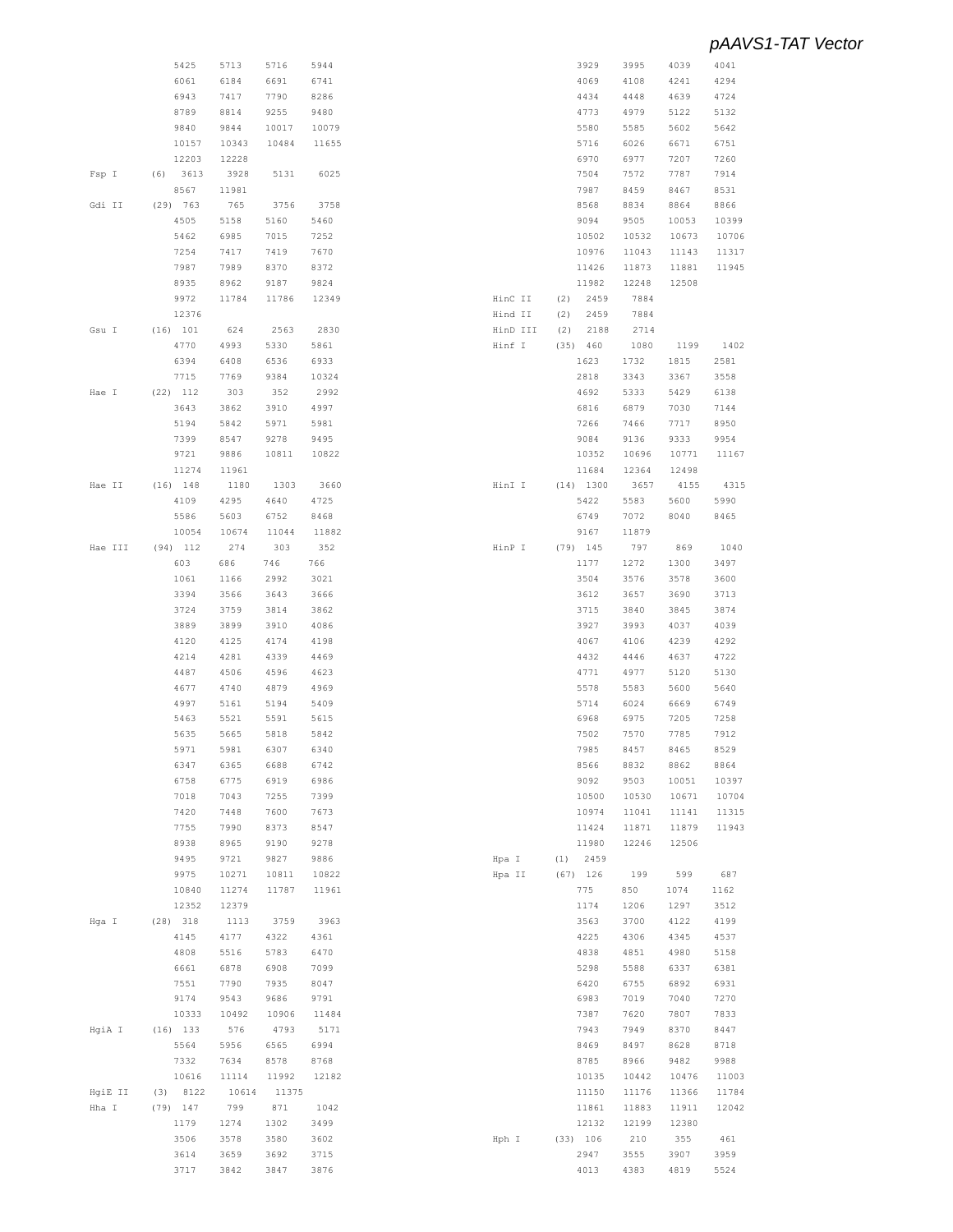| Enzyme | Count | Positions | | | |
|---|---|---|---|---|---|
| | | 5425 | 5713 | 5716 | 5944 |
| | | 6061 | 6184 | 6691 | 6741 |
| | | 6943 | 7417 | 7790 | 8286 |
| | | 8789 | 8814 | 9255 | 9480 |
| | | 9840 | 9844 | 10017 | 10079 |
| | | 10157 | 10343 | 10484 | 11655 |
| | | 12203 | 12228 | | |
| Fsp I | (6) | 3613 | 3928 | 5131 | 6025 |
| | | 8567 | 11981 | | |
| Gdi II | (29) | 763 | 765 | 3756 | 3758 |
| | | 4505 | 5158 | 5160 | 5460 |
| | | 5462 | 6985 | 7015 | 7252 |
| | | 7254 | 7417 | 7419 | 7670 |
| | | 7987 | 7989 | 8370 | 8372 |
| | | 8935 | 8962 | 9187 | 9824 |
| | | 9972 | 11784 | 11786 | 12349 |
| | | 12376 | | | |
| Gsu I | (16) | 101 | 624 | 2563 | 2830 |
| | | 4770 | 4993 | 5330 | 5861 |
| | | 6394 | 6408 | 6536 | 6933 |
| | | 7715 | 7769 | 9384 | 10324 |
| Hae I | (22) | 112 | 303 | 352 | 2992 |
| | | 3643 | 3862 | 3910 | 4997 |
| | | 5194 | 5842 | 5971 | 5981 |
| | | 7399 | 8547 | 9278 | 9495 |
| | | 9721 | 9886 | 10811 | 10822 |
| | | 11274 | 11961 | | |
| Hae II | (16) | 148 | 1180 | 1303 | 3660 |
| | | 4109 | 4295 | 4640 | 4725 |
| | | 5586 | 5603 | 6752 | 8468 |
| | | 10054 | 10674 | 11044 | 11882 |
| Hae III | (94) | 112 | 274 | 303 | 352 |
| | | 603 | 686 | 746 | 766 |
| | | 1061 | 1166 | 2992 | 3021 |
| | | 3394 | 3566 | 3643 | 3666 |
| | | 3724 | 3759 | 3814 | 3862 |
| | | 3889 | 3899 | 3910 | 4086 |
| | | 4120 | 4125 | 4174 | 4198 |
| | | 4214 | 4281 | 4339 | 4469 |
| | | 4487 | 4506 | 4596 | 4623 |
| | | 4677 | 4740 | 4879 | 4969 |
| | | 4997 | 5161 | 5194 | 5409 |
| | | 5463 | 5521 | 5591 | 5615 |
| | | 5635 | 5665 | 5818 | 5842 |
| | | 5971 | 5981 | 6307 | 6340 |
| | | 6347 | 6365 | 6688 | 6742 |
| | | 6758 | 6775 | 6919 | 6986 |
| | | 7018 | 7043 | 7255 | 7399 |
| | | 7420 | 7448 | 7600 | 7673 |
| | | 7755 | 7990 | 8373 | 8547 |
| | | 8938 | 8965 | 9190 | 9278 |
| | | 9495 | 9721 | 9827 | 9886 |
| | | 9975 | 10271 | 10811 | 10822 |
| | | 10840 | 11274 | 11787 | 11961 |
| | | 12352 | 12379 | | |
| Hga I | (28) | 318 | 1113 | 3759 | 3963 |
| | | 4145 | 4177 | 4322 | 4361 |
| | | 4808 | 5516 | 5783 | 6470 |
| | | 6661 | 6878 | 6908 | 7099 |
| | | 7551 | 7790 | 7935 | 8047 |
| | | 9174 | 9543 | 9686 | 9791 |
| | | 10333 | 10492 | 10906 | 11484 |
| HgiA I | (16) | 133 | 576 | 4793 | 5171 |
| | | 5564 | 5956 | 6565 | 6994 |
| | | 7332 | 7634 | 8578 | 8768 |
| | | 10616 | 11114 | 11992 | 12182 |
| HgiE II | (3) | 8122 | 10614 | 11375 | |
| Hha I | (79) | 147 | 799 | 871 | 1042 |
| | | 1179 | 1274 | 1302 | 3499 |
| | | 3506 | 3578 | 3580 | 3602 |
| | | 3614 | 3659 | 3692 | 3715 |
| | | 3717 | 3842 | 3847 | 3876 |
| | | 3929 | 3995 | 4039 | 4041 |
| | | 4069 | 4108 | 4241 | 4294 |
| | | 4434 | 4448 | 4639 | 4724 |
| | | 4773 | 4979 | 5122 | 5132 |
| | | 5580 | 5585 | 5602 | 5642 |
| | | 5716 | 6026 | 6671 | 6751 |
| | | 6970 | 6977 | 7207 | 7260 |
| | | 7504 | 7572 | 7787 | 7914 |
| | | 7987 | 8459 | 8467 | 8531 |
| | | 8568 | 8834 | 8864 | 8866 |
| | | 9094 | 9505 | 10053 | 10399 |
| | | 10502 | 10532 | 10673 | 10706 |
| | | 10976 | 11043 | 11143 | 11317 |
| | | 11426 | 11873 | 11881 | 11945 |
| | | 11982 | 12248 | 12508 | |
| HinC II | (2) | 2459 | 7884 | | |
| Hind II | (2) | 2459 | 7884 | | |
| HinD III | (2) | 2188 | 2714 | | |
| Hinf I | (35) | 460 | 1080 | 1199 | 1402 |
| | | 1623 | 1732 | 1815 | 2581 |
| | | 2818 | 3343 | 3367 | 3558 |
| | | 4692 | 5333 | 5429 | 6138 |
| | | 6816 | 6879 | 7030 | 7144 |
| | | 7266 | 7466 | 7717 | 8950 |
| | | 9084 | 9136 | 9333 | 9954 |
| | | 10352 | 10696 | 10771 | 11167 |
| | | 11684 | 12364 | 12498 | |
| HinI I | (14) | 1300 | 3657 | 4155 | 4315 |
| | | 5422 | 5583 | 5600 | 5990 |
| | | 6749 | 7072 | 8040 | 8465 |
| | | 9167 | 11879 | | |
| HinP I | (79) | 145 | 797 | 869 | 1040 |
| | | 1177 | 1272 | 1300 | 3497 |
| | | 3504 | 3576 | 3578 | 3600 |
| | | 3612 | 3657 | 3690 | 3713 |
| | | 3715 | 3840 | 3845 | 3874 |
| | | 3927 | 3993 | 4037 | 4039 |
| | | 4067 | 4106 | 4239 | 4292 |
| | | 4432 | 4446 | 4637 | 4722 |
| | | 4771 | 4977 | 5120 | 5130 |
| | | 5578 | 5583 | 5600 | 5640 |
| | | 5714 | 6024 | 6669 | 6749 |
| | | 6968 | 6975 | 7205 | 7258 |
| | | 7502 | 7570 | 7785 | 7912 |
| | | 7985 | 8457 | 8465 | 8529 |
| | | 8566 | 8832 | 8862 | 8864 |
| | | 9092 | 9503 | 10051 | 10397 |
| | | 10500 | 10530 | 10671 | 10704 |
| | | 10974 | 11041 | 11141 | 11315 |
| | | 11424 | 11871 | 11879 | 11943 |
| | | 11980 | 12246 | 12506 | |
| Hpa I | (1) | 2459 | | | |
| Hpa II | (67) | 126 | 199 | 599 | 687 |
| | | 775 | 850 | 1074 | 1162 |
| | | 1174 | 1206 | 1297 | 3512 |
| | | 3563 | 3700 | 4122 | 4199 |
| | | 4225 | 4306 | 4345 | 4537 |
| | | 4838 | 4851 | 4980 | 5158 |
| | | 5298 | 5588 | 6337 | 6381 |
| | | 6420 | 6755 | 6892 | 6931 |
| | | 6983 | 7019 | 7040 | 7270 |
| | | 7387 | 7620 | 7807 | 7833 |
| | | 7943 | 7949 | 8370 | 8447 |
| | | 8469 | 8497 | 8628 | 8718 |
| | | 8785 | 8966 | 9482 | 9988 |
| | | 10135 | 10442 | 10476 | 11003 |
| | | 11150 | 11176 | 11366 | 11784 |
| | | 11861 | 11883 | 11911 | 12042 |
| | | 12132 | 12199 | 12380 | |
| Hph I | (33) | 106 | 210 | 355 | 461 |
| | | 2947 | 3555 | 3907 | 3959 |
| | | 4013 | 4383 | 4819 | 5524 |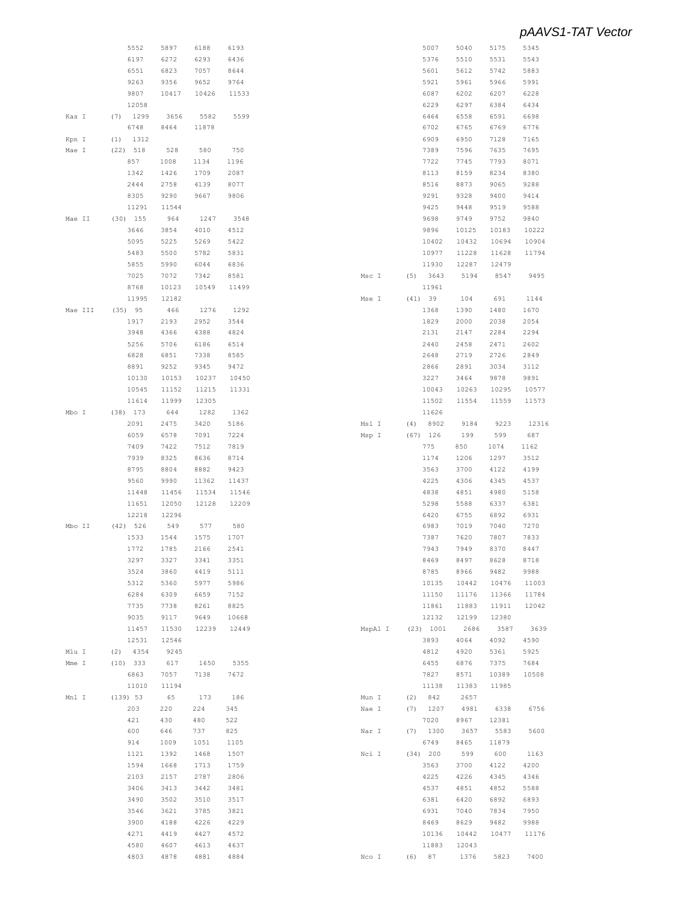```
          5552    5897    6188    6193
          6197    6272    6293    6436
          6551    6823    7057    8644
          9263    9356    9652    9764
          9807    10417   10426   11533
          12058
Kas I     (7)  1299    3656    5582    5599
          6748    8464    11878
Kpn I     (1)  1312
Mae I     (22) 518     528     580     750
          857     1008    1134    1196
          1342    1426    1709    2087
          2444    2758    4139    8077
          8305    9290    9667    9806
          11291   11544
Mae II    (30) 155     964     1247    3548
          3646    3854    4010    4512
          5095    5225    5269    5422
          5483    5500    5782    5831
          5855    5990    6044    6836
          7025    7072    7342    8581
          8768    10123   10549   11499
          11995   12182
Mae III   (35) 95      466     1276    1292
          1917    2193    2952    3544
          3948    4366    4388    4824
          5256    5706    6186    6514
          6828    6851    7338    8585
          8891    9252    9345    9472
          10130   10153   10237   10450
          10545   11152   11215   11331
          11614   11999   12305
Mbo I     (38) 173     644     1282    1362
          2091    2475    3420    5186
          6059    6578    7091    7224
          7409    7422    7512    7819
          7939    8325    8636    8714
          8795    8804    8882    9423
          9560    9990    11362   11437
          11448   11456   11534   11546
          11651   12050   12128   12209
          12218   12296
Mbo II    (42) 526     549     577     580
          1533    1544    1575    1707
          1772    1785    2166    2541
          3297    3327    3341    3351
          3524    3860    4419    5111
          5312    5360    5977    5986
          6284    6309    6659    7152
          7735    7738    8261    8825
          9035    9117    9649    10668
          11457   11530   12239   12449
          12531   12546
Mlu I     (2)  4354    9245
Mme I     (10) 333     617     1650    5355
          6863    7057    7138    7672
          11010   11194
Mnl I     (139) 53     65      173     186
          203     220     224     345
          421     430     480     522
          600     646     737     825
          914     1009    1051    1105
          1121    1392    1468    1507
          1594    1668    1713    1759
          2103    2157    2787    2806
          3406    3413    3442    3481
          3490    3502    3510    3517
          3546    3621    3785    3821
          3900    4188    4226    4229
          4271    4419    4427    4572
          4580    4607    4613    4637
          4803    4878    4881    4884
          5007    5040    5175    5345
          5376    5510    5531    5543
          5601    5612    5742    5883
          5921    5961    5966    5991
          6087    6202    6207    6228
          6229    6297    6384    6434
          6464    6558    6591    6698
          6702    6765    6769    6776
          6909    6950    7128    7165
          7389    7596    7635    7695
          7722    7745    7793    8071
          8113    8159    8234    8380
          8516    8873    9065    9288
          9291    9328    9400    9414
          9425    9448    9519    9588
          9698    9749    9752    9840
          9896    10125   10183   10222
          10402   10432   10694   10904
          10977   11228   11628   11794
          11930   12287   12479
Msc I     (5)  3643    5194    8547    9495
          11961
Mse I     (41) 39      104     691     1144
          1368    1390    1480    1670
          1829    2000    2038    2054
          2131    2147    2284    2294
          2440    2458    2471    2602
          2648    2719    2726    2849
          2866    2891    3034    3112
          3227    3464    9878    9891
          10043   10263   10295   10577
          11502   11554   11559   11573
          11626
Msl I     (4)  8902    9184    9223    12316
Msp I     (67) 126     199     599     687
          775     850     1074    1162
          1174    1206    1297    3512
          3563    3700    4122    4199
          4225    4306    4345    4537
          4838    4851    4980    5158
          5298    5588    6337    6381
          6420    6755    6892    6931
          6983    7019    7040    7270
          7387    7620    7807    7833
          7943    7949    8370    8447
          8469    8497    8628    8718
          8785    8966    9482    9988
          10135   10442   10476   11003
          11150   11176   11366   11784
          11861   11883   11911   12042
          12132   12199   12380
MspA1 I   (23) 1001    2686    3587    3639
          3893    4064    4092    4590
          4812    4920    5361    5925
          6455    6876    7375    7684
          7827    8571    10389   10508
          11138   11383   11985
Mun I     (2)  842     2657
Nae I     (7)  1207    4981    6338    6756
          7020    8967    12381
Nar I     (7)  1300    3657    5583    5600
          6749    8465    11879
Nci I     (34) 200     599     600     1163
          3563    3700    4122    4200
          4225    4226    4345    4346
          4537    4851    4852    5588
          6381    6420    6892    6893
          6931    7040    7834    7950
          8469    8629    9482    9988
          10136   10442   10477   11176
          11883   12043
Nco I     (6)  87      1376    5823    7400
```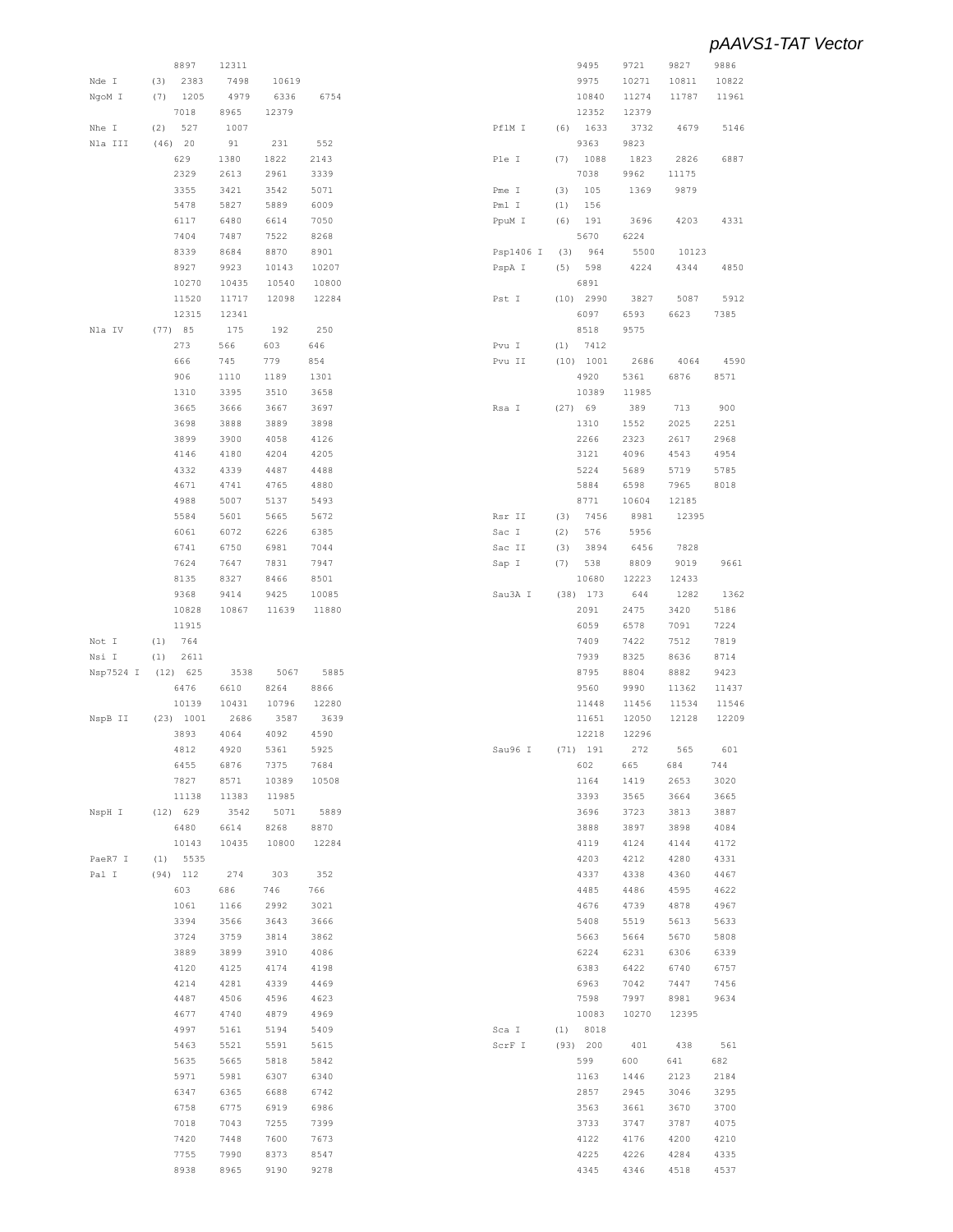```
            8897    12311
Nde I       (3)  2383    7498    10619
NgoM I      (7)  1205    4979    6336    6754
            7018    8965    12379
Nhe I       (2)  527     1007
Nla III     (46) 20      91      231     552
            629     1380    1822    2143
            2329    2613    2961    3339
            3355    3421    3542    5071
            5478    5827    5889    6009
            6117    6480    6614    7050
            7404    7487    7522    8268
            8339    8684    8870    8901
            8927    9923    10143   10207
            10270   10435   10540   10800
            11520   11717   12098   12284
            12315   12341
Nla IV      (77) 85      175     192     250
            273     566     603     646
            666     745     779     854
            906     1110    1189    1301
            1310    3395    3510    3658
            3665    3666    3667    3697
            3698    3888    3889    3898
            3899    3900    4058    4126
            4146    4180    4204    4205
            4332    4339    4487    4488
            4671    4741    4765    4880
            4988    5007    5137    5493
            5584    5601    5665    5672
            6061    6072    6226    6385
            6741    6750    6981    7044
            7624    7647    7831    7947
            8135    8327    8466    8501
            9368    9414    9425    10085
            10828   10867   11639   11880
            11915
Not I       (1)  764
Nsi I       (1)  2611
Nsp7524 I   (12) 625     3538    5067    5885
            6476    6610    8264    8866
            10139   10431   10796   12280
NspB II     (23) 1001    2686    3587    3639
            3893    4064    4092    4590
            4812    4920    5361    5925
            6455    6876    7375    7684
            7827    8571    10389   10508
            11138   11383   11985
NspH I      (12) 629     3542    5071    5889
            6480    6614    8268    8870
            10143   10435   10800   12284
PaeR7 I     (1)  5535
Pal I       (94) 112     274     303     352
            603     686     746     766
            1061    1166    2992    3021
            3394    3566    3643    3666
            3724    3759    3814    3862
            3889    3899    3910    4086
            4120    4125    4174    4198
            4214    4281    4339    4469
            4487    4506    4596    4623
            4677    4740    4879    4969
            4997    5161    5194    5409
            5463    5521    5591    5615
            5635    5665    5818    5842
            5971    5981    6307    6340
            6347    6365    6688    6742
            6758    6775    6919    6986
            7018    7043    7255    7399
            7420    7448    7600    7673
            7755    7990    8373    8547
            8938    8965    9190    9278
            9495    9721    9827    9886
            9975    10271   10811   10822
            10840   11274   11787   11961
            12352   12379
PflM I      (6)  1633    3732    4679    5146
            9363    9823
Ple I       (7)  1088    1823    2826    6887
            7038    9962    11175
Pme I       (3)  105     1369    9879
Pml I       (1)  156
PpuM I      (6)  191     3696    4203    4331
            5670    6224
Psp1406 I   (3)  964     5500    10123
PspA I      (5)  598     4224    4344    4850
            6891
Pst I       (10) 2990    3827    5087    5912
            6097    6593    6623    7385
            8518    9575
Pvu I       (1)  7412
Pvu II      (10) 1001    2686    4064    4590
            4920    5361    6876    8571
            10389   11985
Rsa I       (27) 69      389     713     900
            1310    1552    2025    2251
            2266    2323    2617    2968
            3121    4096    4543    4954
            5224    5689    5719    5785
            5884    6598    7965    8018
            8771    10604   12185
Rsr II      (3)  7456    8981    12395
Sac I       (2)  576     5956
Sac II      (3)  3894    6456    7828
Sap I       (7)  538     8809    9019    9661
            10680   12223   12433
Sau3A I     (38) 173     644     1282    1362
            2091    2475    3420    5186
            6059    6578    7091    7224
            7409    7422    7512    7819
            7939    8325    8636    8714
            8795    8804    8882    9423
            9560    9990    11362   11437
            11448   11456   11534   11546
            11651   12050   12128   12209
            12218   12296
Sau96 I     (71) 191     272     565     601
            602     665     684     744
            1164    1419    2653    3020
            3393    3565    3664    3665
            3696    3723    3813    3887
            3888    3897    3898    4084
            4119    4124    4144    4172
            4203    4212    4280    4331
            4337    4338    4360    4467
            4485    4486    4595    4622
            4676    4739    4878    4967
            5408    5519    5613    5633
            5663    5664    5670    5808
            6224    6231    6306    6339
            6383    6422    6740    6757
            6963    7042    7447    7456
            7598    7997    8981    9634
            10083   10270   12395
Sca I       (1)  8018
ScrF I      (93) 200     401     438     561
            599     600     641     682
            1163    1446    2123    2184
            2857    2945    3046    3295
            3563    3661    3670    3700
            3733    3747    3787    4075
            4122    4176    4200    4210
            4225    4226    4284    4335
            4345    4346    4518    4537
```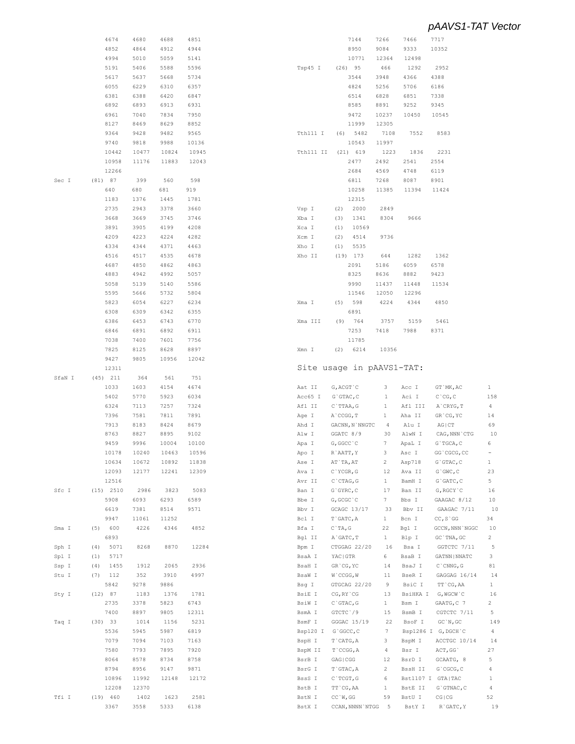```
          4674    4680    4688    4851
          4852    4864    4912    4944
          4994    5010    5059    5141
          5191    5406    5588    5596
          5617    5637    5668    5734
          6055    6229    6310    6357
          6381    6388    6420    6847
          6892    6893    6913    6931
          6961    7040    7834    7950
          8127    8469    8629    8852
          9364    9428    9482    9565
          9740    9818    9988    10136
          10442   10477   10824   10945
          10958   11176   11883   12043
          12266
Sec I     (81) 87     399     560     598
          640     680     681     919
          1183    1376    1445    1781
          2735    2943    3378    3660
          3668    3669    3745    3746
          3891    3905    4199    4208
          4209    4223    4224    4282
          4334    4344    4371    4463
          4516    4517    4535    4678
          4687    4850    4862    4863
          4883    4942    4992    5057
          5058    5139    5140    5586
          5595    5666    5732    5804
          5823    6054    6227    6234
          6308    6309    6342    6355
          6386    6453    6743    6770
          6846    6891    6892    6911
          7038    7400    7601    7756
          7825    8125    8628    8897
          9427    9805    10956   12042
          12311
SfaN I    (45) 211    364     561     751
          1033    1603    4154    4674
          5402    5770    5923    6034
          6324    7113    7257    7324
          7396    7581    7811    7891
          7913    8183    8424    8679
          8763    8827    8895    9102
          9459    9996    10004   10100
          10178   10240   10463   10596
          10634   10672   10892   11838
          12093   12177   12241   12309
          12516
Sfc I     (15) 2510   2986    3823    5083
          5908    6093    6293    6589
          6619    7381    8514    9571
          9947    11061   11252
Sma I     (5)  600    4226    4346    4852
          6893
Sph I     (4)  5071   8268    8870    12284
Spl I     (1)  5717
Ssp I     (4)  1455   1912    2065    2936
Stu I     (7)  112    352     3910    4997
          5842    9278    9886
Sty I     (12) 87     1183    1376    1781
          2735    3378    5823    6743
          7400    8897    9805    12311
Taq I     (30) 33     1014    1156    5231
          5536    5945    5987    6819
          7079    7094    7103    7163
          7580    7793    7895    7920
          8064    8578    8734    8758
          8794    8956    9147    9871
          10896   11992   12148   12172
          12208   12370
Tfi I     (19) 460    1402    1623    2581
          3367    3558    5333    6138
          7144    7266    7466    7717
          8950    9084    9333    10352
          10771   12364   12498
Tsp45 I   (26) 95     466     1292    2952
          3544    3948    4366    4388
          4824    5256    5706    6186
          6514    6828    6851    7338
          8585    8891    9252    9345
          9472    10237   10450   10545
          11999   12305
Tth111 I  (6)  5482   7108    7552    8583
          10543   11997
Tth111 II (21) 619    1223    1836    2231
          2477    2492    2541    2554
          2684    4569    4748    6119
          6811    7268    8087    8901
          10258   11385   11394   11424
          12315
Vsp I     (2)  2000   2849
Xba I     (3)  1341   8304    9666
Xca I     (1)  10569
Xcm I     (2)  4514   9736
Xho I     (1)  5535
Xho II    (19) 173    644     1282    1362
          2091    5186    6059    6578
          8325    8636    8882    9423
          9990    11437   11448   11534
          11546   12050   12296
Xma I     (5)  598    4224    4344    4850
          6891
Xma III   (9)  764    3757    5159    5461
          7253    7418    7988    8371
          11785
Xmn I     (2)  6214   10356
```

## Site usage in pAAVS1-TAT:

| Enzyme | Site | Count | Enzyme | Site | Count |
|---|---|---|---|---|---|
| Aat II | G,ACGT`C | 3 | Acc I | GT`MK,AC | 1 |
| Acc65 I | G`GTAC,C | 1 | Aci I | C`CG,C | 158 |
| Afl II | C`TTAA,G | 1 | Afl III | A`CRYG,T | 4 |
| Age I | A`CCGG,T | 1 | Aha II | GR`CG,YC | 14 |
| Ahd I | GACNN,N`NNGTC | 4 | Alu I | AG\|CT | 69 |
| Alw I | GGATC 8/9 | 30 | AlwN I | CAG,NNN`CTG | 10 |
| Apa I | G,GGCC`C | 7 | ApaL I | G`TGCA,C | 6 |
| Apo I | R`AATT,Y | 3 | Asc I | GG`CGCG,CC | - |
| Ase I | AT`TA,AT | 2 | Asp718 | G`GTAC,C | 1 |
| Ava I | C`YCGR,G | 12 | Ava II | G`GWC,C | 23 |
| Avr II | C`CTAG,G | 1 | BamH I | G`GATC,C | 5 |
| Ban I | G`GYRC,C | 17 | Ban II | G,RGCY`C | 16 |
| Bbe I | G,GCGC`C | 7 | Bbs I | GAAGAC 8/12 | 10 |
| Bbv I | GCAGC 13/17 | 33 | Bbv II | GAAGAC 7/11 | 10 |
| Bcl I | T`GATC,A | 1 | Bcn I | CC,S`GG | 34 |
| Bfa I | C`TA,G | 22 | Bgl I | GCCN,NNN`NGGC | 10 |
| Bgl II | A`GATC,T | 1 | Blp I | GC`TNA,GC | 2 |
| Bpm I | CTGGAG 22/20 | 16 | Bsa I | GGTCTC 7/11 | 5 |
| BsaA I | YAC\|GTR | 6 | BsaB I | GATNN\|NNATC | 3 |
| BsaH I | GR`CG,YC | 14 | BsaJ I | C`CNNG,G | 81 |
| BsaW I | W`CCGG,W | 11 | BseR I | GAGGAG 16/14 | 14 |
| Bsg I | GTGCAG 22/20 | 9 | BsiC I | TT`CG,AA | 1 |
| BsiE I | CG,RY`CG | 13 | BsiHKA I | G,WGCW`C | 16 |
| BsiW I | C`GTAC,G | 1 | Bsm I | GAATG,C 7 | 2 |
| BsmA I | GTCTC`/9 | 15 | BsmB I | CGTCTC 7/11 | 5 |
| BsmF I | GGGAC 15/19 | 22 | BsoF I | GC`N,GC | 149 |
| Bsp120 I | G`GGCC,C | 7 | Bsp1286 I | G,DGCH`C | 4 |
| BspH I | T`CATG,A | 3 | BspM I | ACCTGC 10/14 | 14 |
| BspM II | T`CCGG,A | 4 | Bsr I | ACT,GG` | 27 |
| BsrB I | GAG\|CGG | 12 | BsrD I | GCAATG, 8 | 5 |
| BsrG I | T`GTAC,A | 2 | BssH II | G`CGCG,C | 4 |
| BssS I | C`TCGT,G | 6 | Bst1107 I | GTA\|TAC | 1 |
| BstB I | TT`CG,AA | 1 | BstE II | G`GTNAC,C | 4 |
| BstN I | CC`W,GG | 59 | BstU I | CG\|CG | 52 |
| BstX I | CCAN,NNNN`NTGG | 5 | BstY I | R`GATC,Y | 19 |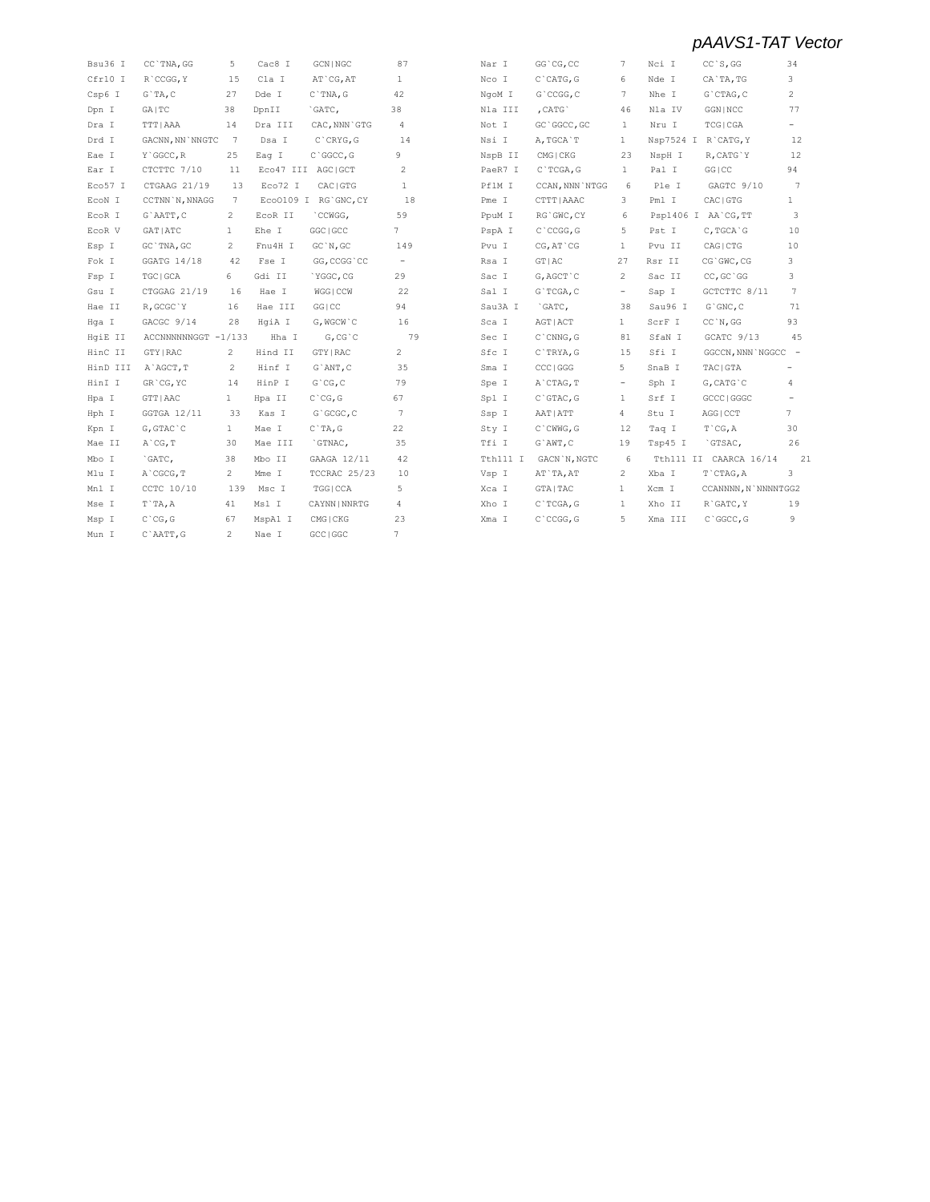| | | | | | |
|---|---|---|---|---|---|
| Bsu36 I | CC`TNA,GG | 5 | Cac8 I | GCN\|NGC | 87 |
| Cfr10 I | R`CCGG,Y | 15 | Cla I | AT`CG,AT | 1 |
| Csp6 I | G`TA,C | 27 | Dde I | C`TNA,G | 42 |
| Dpn I | GA\|TC | 38 | DpnII | `GATC, | 38 |
| Dra I | TTT\|AAA | 14 | Dra III | CAC,NNN`GTG | 4 |
| Drd I | GACNN,NN`NNGTC | 7 | Dsa I | C`CRYG,G | 14 |
| Eae I | Y`GGCC,R | 25 | Eag I | C`GGCC,G | 9 |
| Ear I | CTCTTC 7/10 | 11 | Eco47 III | AGC\|GCT | 2 |
| Eco57 I | CTGAAG 21/19 | 13 | Eco72 I | CAC\|GTG | 1 |
| EcoN I | CCTNN`N,NNAGG | 7 | EcoO109 I | RG`GNC,CY | 18 |
| EcoR I | G`AATT,C | 2 | EcoR II | `CCWGG, | 59 |
| EcoR V | GAT\|ATC | 1 | Ehe I | GGC\|GCC | 7 |
| Esp I | GC`TNA,GC | 2 | Fnu4H I | GC`N,GC | 149 |
| Fok I | GGATG 14/18 | 42 | Fse I | GG,CCGG`CC | - |
| Fsp I | TGC\|GCA | 6 | Gdi II | `YGGC,CG | 29 |
| Gsu I | CTGGAG 21/19 | 16 | Hae I | WGG\|CCW | 22 |
| Hae II | R,GCGC`Y | 16 | Hae III | GG\|CC | 94 |
| Hga I | GACGC 9/14 | 28 | HgiA I | G,WGCW`C | 16 |
| HgiE II | ACCNNNNNNGGT -1/133 | | Hha I | G,CG`C | 79 |
| HinC II | GTY\|RAC | 2 | Hind II | GTY\|RAC | 2 |
| HinD III | A`AGCT,T | 2 | Hinf I | G`ANT,C | 35 |
| HinI I | GR`CG,YC | 14 | HinP I | G`CG,C | 79 |
| Hpa I | GTT\|AAC | 1 | Hpa II | C`CG,G | 67 |
| Hph I | GGTGA 12/11 | 33 | Kas I | G`GCGC,C | 7 |
| Kpn I | G,GTAC`C | 1 | Mae I | C`TA,G | 22 |
| Mae II | A`CG,T | 30 | Mae III | `GTNAC, | 35 |
| Mbo I | `GATC, | 38 | Mbo II | GAAGA 12/11 | 42 |
| Mlu I | A`CGCG,T | 2 | Mme I | TCCRAC 25/23 | 10 |
| Mnl I | CCTC 10/10 | 139 | Msc I | TGG\|CCA | 5 |
| Mse I | T`TA,A | 41 | Msl I | CAYNN\|NNRTG | 4 |
| Msp I | C`CG,G | 67 | MspA1 I | CMG\|CKG | 23 |
| Mun I | C`AATT,G | 2 | Nae I | GCC\|GGC | 7 |
| Nar I | GG`CG,CC | 7 | Nci I | CC`S,GG | 34 |
| Nco I | C`CATG,G | 6 | Nde I | CA`TA,TG | 3 |
| NgoM I | G`CCGG,C | 7 | Nhe I | G`CTAG,C | 2 |
| Nla III | ,CATG` | 46 | Nla IV | GGN\|NCC | 77 |
| Not I | GC`GGCC,GC | 1 | Nru I | TCG\|CGA | - |
| Nsi I | A,TGCA`T | 1 | Nsp7524 I | R`CATG,Y | 12 |
| NspB II | CMG\|CKG | 23 | NspH I | R,CATG`Y | 12 |
| PaeR7 I | C`TCGA,G | 1 | Pal I | GG\|CC | 94 |
| PflM I | CCAN,NNN`NTGG | 6 | Ple I | GAGTC 9/10 | 7 |
| Pme I | CTTT\|AAAC | 3 | Pml I | CAC\|GTG | 1 |
| PpuM I | RG`GWC,CY | 6 | Psp1406 I | AA`CG,TT | 3 |
| PspA I | C`CCGG,G | 5 | Pst I | C,TGCA`G | 10 |
| Pvu I | CG,AT`CG | 1 | Pvu II | CAG\|CTG | 10 |
| Rsa I | GT\|AC | 27 | Rsr II | CG`GWC,CG | 3 |
| Sac I | G,AGCT`C | 2 | Sac II | CC,GC`GG | 3 |
| Sal I | G`TCGA,C | - | Sap I | GCTCTTC 8/11 | 7 |
| Sau3A I | `GATC, | 38 | Sau96 I | G`GNC,C | 71 |
| Sca I | AGT\|ACT | 1 | ScrF I | CC`N,GG | 93 |
| Sec I | C`CNNG,G | 81 | SfaN I | GCATC 9/13 | 45 |
| Sfc I | C`TRYA,G | 15 | Sfi I | GGCCN,NNN`NGGCC | - |
| Sma I | CCC\|GGG | 5 | SnaB I | TAC\|GTA | - |
| Spe I | A`CTAG,T | - | Sph I | G,CATG`C | 4 |
| Spl I | C`GTAC,G | 1 | Srf I | GCCC\|GGGC | - |
| Ssp I | AAT\|ATT | 4 | Stu I | AGG\|CCT | 7 |
| Sty I | C`CWWG,G | 12 | Taq I | T`CG,A | 30 |
| Tfi I | G`AWT,C | 19 | Tsp45 I | `GTSAC, | 26 |
| Tth111 I | GACN`N,NGTC | 6 | Tth111 II | CAARCA 16/14 | 21 |
| Vsp I | AT`TA,AT | 2 | Xba I | T`CTAG,A | 3 |
| Xca I | GTA\|TAC | 1 | Xcm I | CCANNNN,N`NNNNTGG | 2 |
| Xho I | C`TCGA,G | 1 | Xho II | R`GATC,Y | 19 |
| Xma I | C`CCGG,G | 5 | Xma III | C`GGCC,G | 9 |